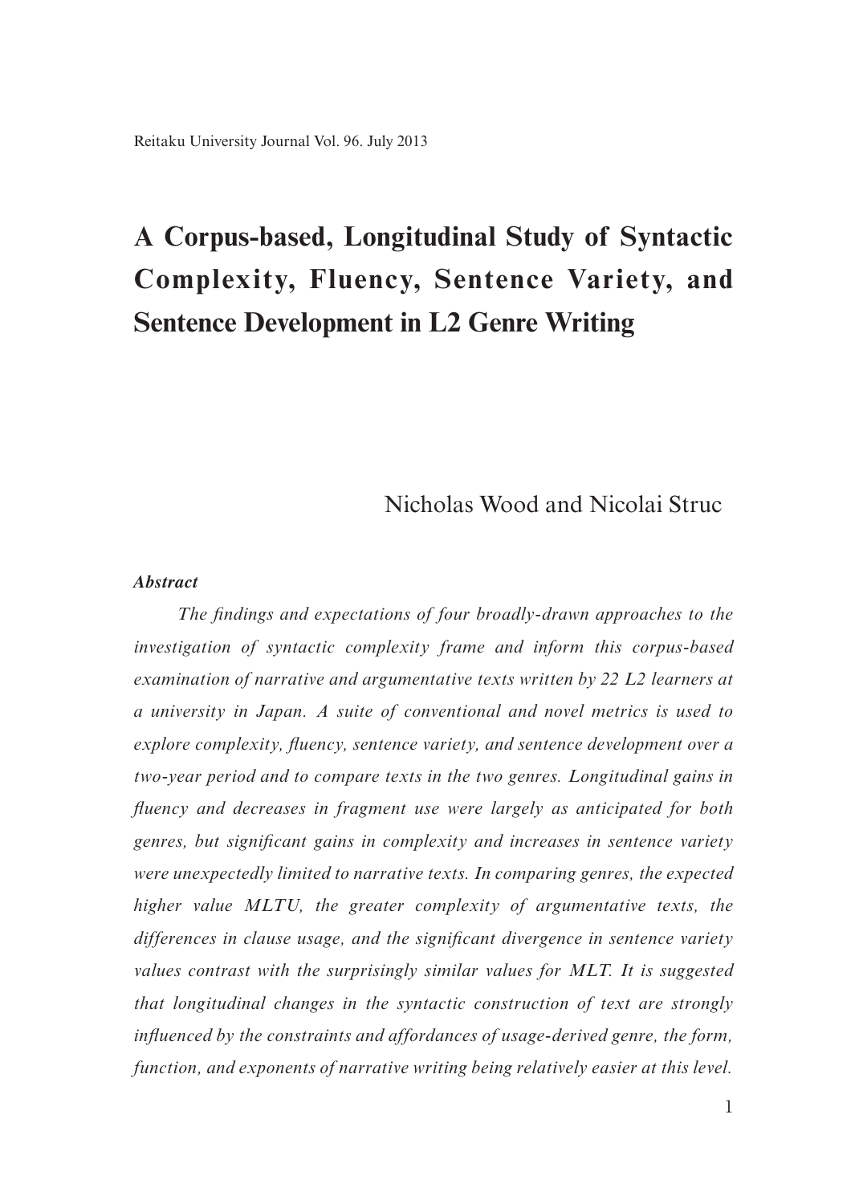# A Corpus-based, Longitudinal Study of Syntactic Complexity, Fluency, Sentence Variety, and Sentence Development in L2 Genre Writing

Nicholas Wood and Nicolai Struc

***Abstract***

*The findings and expectations of four broadly-drawn approaches to the investigation of syntactic complexity frame and inform this corpus-based examination of narrative and argumentative texts written by 22 L2 learners at a university in Japan. A suite of conventional and novel metrics is used to explore complexity, fluency, sentence variety, and sentence development over a two-year period and to compare texts in the two genres. Longitudinal gains in fluency and decreases in fragment use were largely as anticipated for both genres, but significant gains in complexity and increases in sentence variety were unexpectedly limited to narrative texts. In comparing genres, the expected higher value MLTU, the greater complexity of argumentative texts, the differences in clause usage, and the significant divergence in sentence variety values contrast with the surprisingly similar values for MLT. It is suggested that longitudinal changes in the syntactic construction of text are strongly influenced by the constraints and affordances of usage-derived genre, the form, function, and exponents of narrative writing being relatively easier at this level.*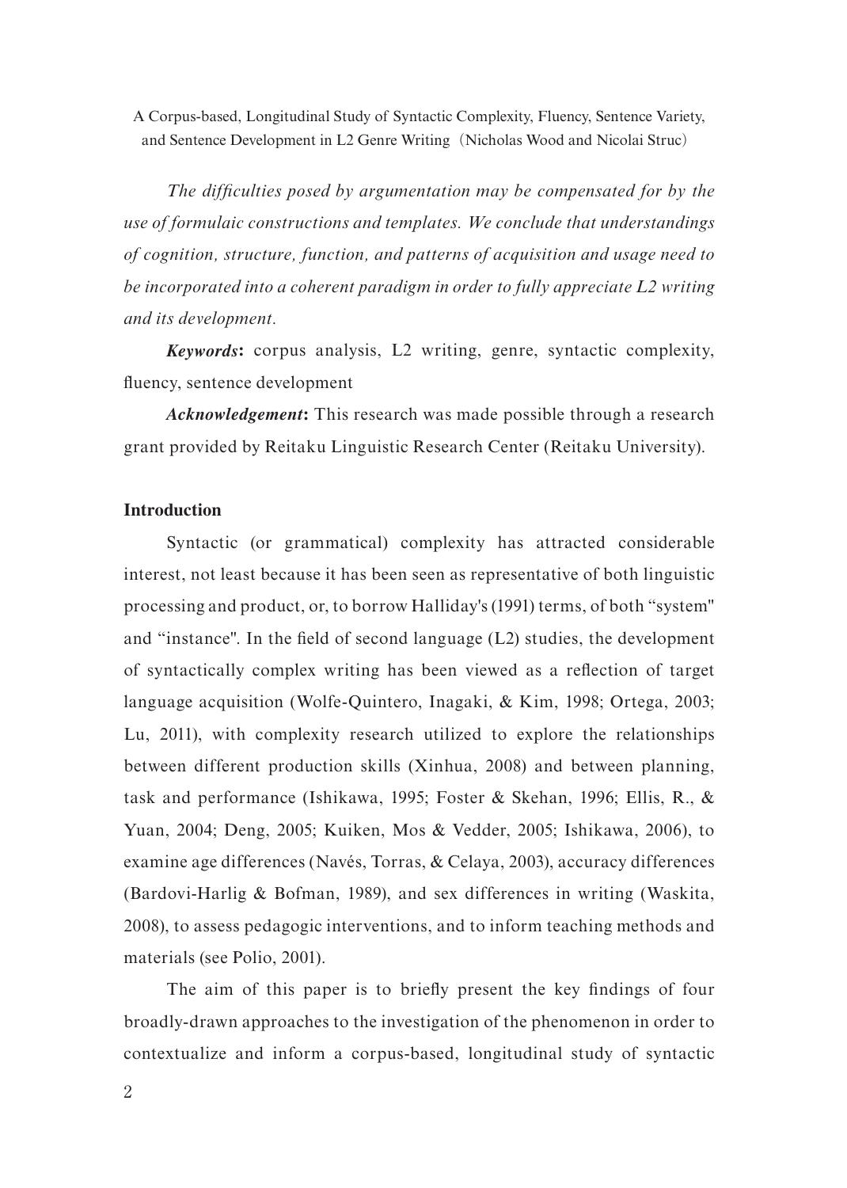*The difficulties posed by argumentation may be compensated for by the use of formulaic constructions and templates. We conclude that understandings of cognition, structure, function, and patterns of acquisition and usage need to be incorporated into a coherent paradigm in order to fully appreciate L2 writing and its development.*

***Keywords*:** corpus analysis, L2 writing, genre, syntactic complexity, fluency, sentence development

***Acknowledgement*:** This research was made possible through a research grant provided by Reitaku Linguistic Research Center (Reitaku University).

## Introduction

Syntactic (or grammatical) complexity has attracted considerable interest, not least because it has been seen as representative of both linguistic processing and product, or, to borrow Halliday's (1991) terms, of both "system" and "instance". In the field of second language (L2) studies, the development of syntactically complex writing has been viewed as a reflection of target language acquisition (Wolfe-Quintero, Inagaki, & Kim, 1998; Ortega, 2003; Lu, 2011), with complexity research utilized to explore the relationships between different production skills (Xinhua, 2008) and between planning, task and performance (Ishikawa, 1995; Foster & Skehan, 1996; Ellis, R., & Yuan, 2004; Deng, 2005; Kuiken, Mos & Vedder, 2005; Ishikawa, 2006), to examine age differences (Navés, Torras, & Celaya, 2003), accuracy differences (Bardovi-Harlig & Bofman, 1989), and sex differences in writing (Waskita, 2008), to assess pedagogic interventions, and to inform teaching methods and materials (see Polio, 2001).

The aim of this paper is to briefly present the key findings of four broadly-drawn approaches to the investigation of the phenomenon in order to contextualize and inform a corpus-based, longitudinal study of syntactic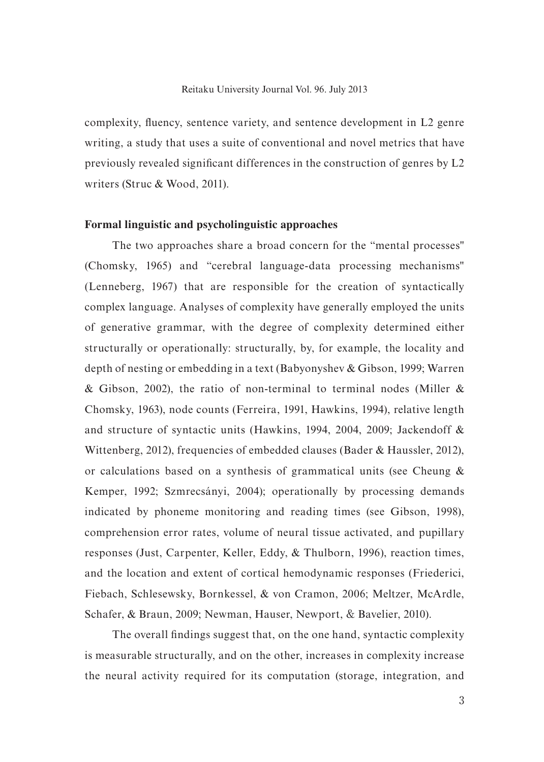complexity, fluency, sentence variety, and sentence development in L2 genre writing, a study that uses a suite of conventional and novel metrics that have previously revealed significant differences in the construction of genres by L2 writers (Struc & Wood, 2011).

## Formal linguistic and psycholinguistic approaches

The two approaches share a broad concern for the “mental processes" (Chomsky, 1965) and “cerebral language-data processing mechanisms" (Lenneberg, 1967) that are responsible for the creation of syntactically complex language. Analyses of complexity have generally employed the units of generative grammar, with the degree of complexity determined either structurally or operationally: structurally, by, for example, the locality and depth of nesting or embedding in a text (Babyonyshev & Gibson, 1999; Warren & Gibson, 2002), the ratio of non-terminal to terminal nodes (Miller & Chomsky, 1963), node counts (Ferreira, 1991, Hawkins, 1994), relative length and structure of syntactic units (Hawkins, 1994, 2004, 2009; Jackendoff & Wittenberg, 2012), frequencies of embedded clauses (Bader & Haussler, 2012), or calculations based on a synthesis of grammatical units (see Cheung & Kemper, 1992; Szmrecsányi, 2004); operationally by processing demands indicated by phoneme monitoring and reading times (see Gibson, 1998), comprehension error rates, volume of neural tissue activated, and pupillary responses (Just, Carpenter, Keller, Eddy, & Thulborn, 1996), reaction times, and the location and extent of cortical hemodynamic responses (Friederici, Fiebach, Schlesewsky, Bornkessel, & von Cramon, 2006; Meltzer, McArdle, Schafer, & Braun, 2009; Newman, Hauser, Newport, & Bavelier, 2010).

The overall findings suggest that, on the one hand, syntactic complexity is measurable structurally, and on the other, increases in complexity increase the neural activity required for its computation (storage, integration, and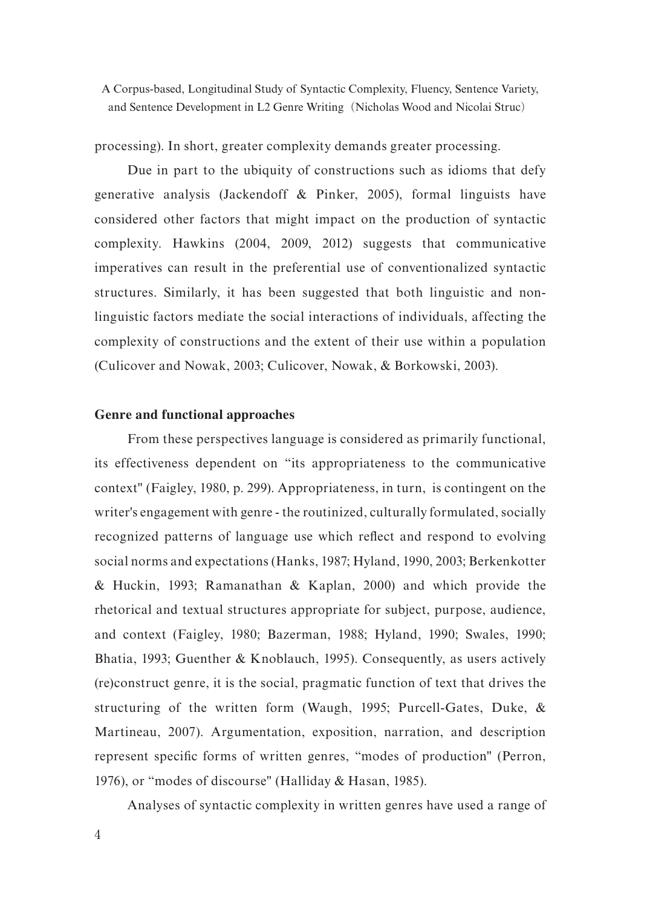processing). In short, greater complexity demands greater processing.

Due in part to the ubiquity of constructions such as idioms that defy generative analysis (Jackendoff & Pinker, 2005), formal linguists have considered other factors that might impact on the production of syntactic complexity. Hawkins (2004, 2009, 2012) suggests that communicative imperatives can result in the preferential use of conventionalized syntactic structures. Similarly, it has been suggested that both linguistic and non-linguistic factors mediate the social interactions of individuals, affecting the complexity of constructions and the extent of their use within a population (Culicover and Nowak, 2003; Culicover, Nowak, & Borkowski, 2003).

### Genre and functional approaches

From these perspectives language is considered as primarily functional, its effectiveness dependent on "its appropriateness to the communicative context" (Faigley, 1980, p. 299). Appropriateness, in turn, is contingent on the writer's engagement with genre - the routinized, culturally formulated, socially recognized patterns of language use which reflect and respond to evolving social norms and expectations (Hanks, 1987; Hyland, 1990, 2003; Berkenkotter & Huckin, 1993; Ramanathan & Kaplan, 2000) and which provide the rhetorical and textual structures appropriate for subject, purpose, audience, and context (Faigley, 1980; Bazerman, 1988; Hyland, 1990; Swales, 1990; Bhatia, 1993; Guenther & Knoblauch, 1995). Consequently, as users actively (re)construct genre, it is the social, pragmatic function of text that drives the structuring of the written form (Waugh, 1995; Purcell-Gates, Duke, & Martineau, 2007). Argumentation, exposition, narration, and description represent specific forms of written genres, "modes of production" (Perron, 1976), or "modes of discourse" (Halliday & Hasan, 1985).

Analyses of syntactic complexity in written genres have used a range of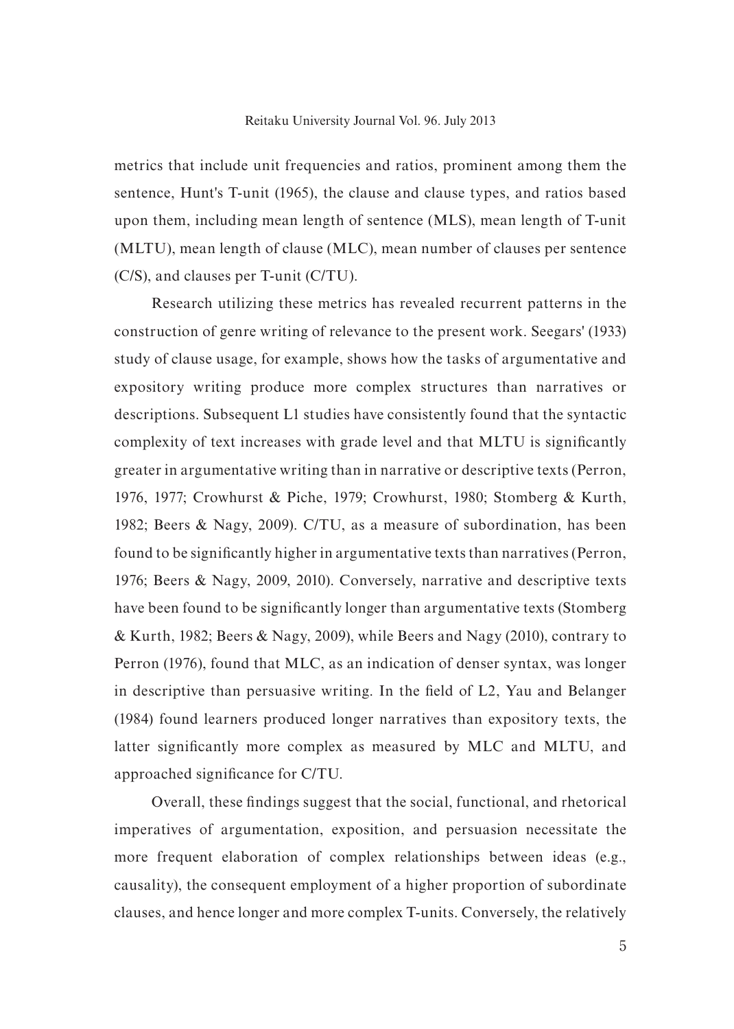metrics that include unit frequencies and ratios, prominent among them the sentence, Hunt's T-unit (1965), the clause and clause types, and ratios based upon them, including mean length of sentence (MLS), mean length of T-unit (MLTU), mean length of clause (MLC), mean number of clauses per sentence (C/S), and clauses per T-unit (C/TU).

Research utilizing these metrics has revealed recurrent patterns in the construction of genre writing of relevance to the present work. Seegars' (1933) study of clause usage, for example, shows how the tasks of argumentative and expository writing produce more complex structures than narratives or descriptions. Subsequent L1 studies have consistently found that the syntactic complexity of text increases with grade level and that MLTU is significantly greater in argumentative writing than in narrative or descriptive texts (Perron, 1976, 1977; Crowhurst & Piche, 1979; Crowhurst, 1980; Stomberg & Kurth, 1982; Beers & Nagy, 2009). C/TU, as a measure of subordination, has been found to be significantly higher in argumentative texts than narratives (Perron, 1976; Beers & Nagy, 2009, 2010). Conversely, narrative and descriptive texts have been found to be significantly longer than argumentative texts (Stomberg & Kurth, 1982; Beers & Nagy, 2009), while Beers and Nagy (2010), contrary to Perron (1976), found that MLC, as an indication of denser syntax, was longer in descriptive than persuasive writing. In the field of L2, Yau and Belanger (1984) found learners produced longer narratives than expository texts, the latter significantly more complex as measured by MLC and MLTU, and approached significance for C/TU.

Overall, these findings suggest that the social, functional, and rhetorical imperatives of argumentation, exposition, and persuasion necessitate the more frequent elaboration of complex relationships between ideas (e.g., causality), the consequent employment of a higher proportion of subordinate clauses, and hence longer and more complex T-units. Conversely, the relatively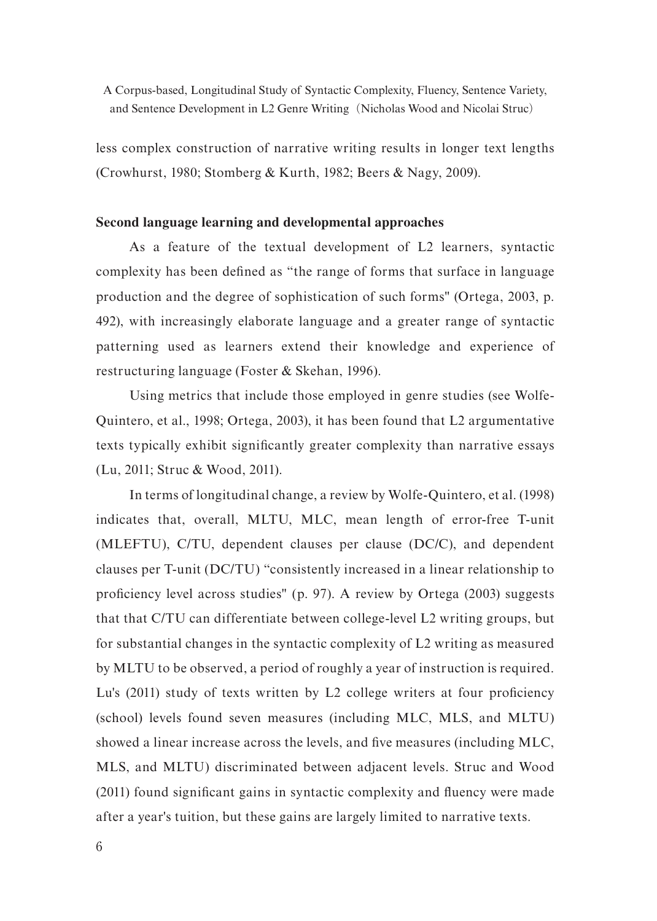less complex construction of narrative writing results in longer text lengths (Crowhurst, 1980; Stomberg & Kurth, 1982; Beers & Nagy, 2009).

**Second language learning and developmental approaches**

As a feature of the textual development of L2 learners, syntactic complexity has been defined as "the range of forms that surface in language production and the degree of sophistication of such forms" (Ortega, 2003, p. 492), with increasingly elaborate language and a greater range of syntactic patterning used as learners extend their knowledge and experience of restructuring language (Foster & Skehan, 1996).

Using metrics that include those employed in genre studies (see Wolfe-Quintero, et al., 1998; Ortega, 2003), it has been found that L2 argumentative texts typically exhibit significantly greater complexity than narrative essays (Lu, 2011; Struc & Wood, 2011).

In terms of longitudinal change, a review by Wolfe-Quintero, et al. (1998) indicates that, overall, MLTU, MLC, mean length of error-free T-unit (MLEFTU), C/TU, dependent clauses per clause (DC/C), and dependent clauses per T-unit (DC/TU) "consistently increased in a linear relationship to proficiency level across studies" (p. 97). A review by Ortega (2003) suggests that that C/TU can differentiate between college-level L2 writing groups, but for substantial changes in the syntactic complexity of L2 writing as measured by MLTU to be observed, a period of roughly a year of instruction is required. Lu's (2011) study of texts written by L2 college writers at four proficiency (school) levels found seven measures (including MLC, MLS, and MLTU) showed a linear increase across the levels, and five measures (including MLC, MLS, and MLTU) discriminated between adjacent levels. Struc and Wood (2011) found significant gains in syntactic complexity and fluency were made after a year's tuition, but these gains are largely limited to narrative texts.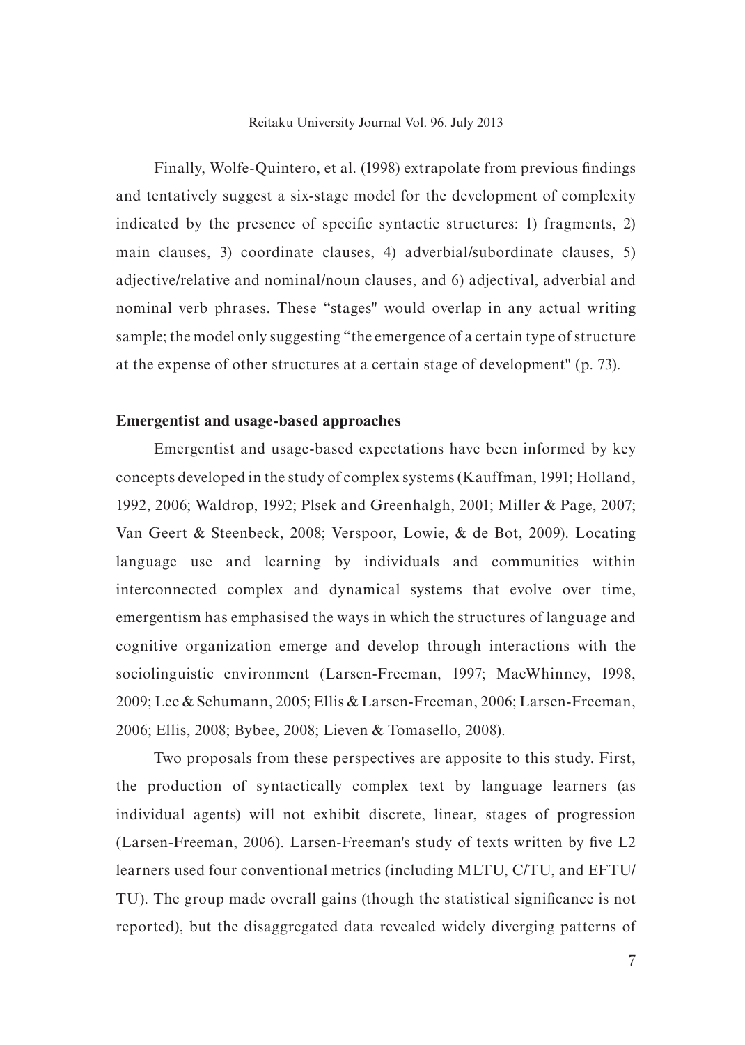Finally, Wolfe-Quintero, et al. (1998) extrapolate from previous findings and tentatively suggest a six-stage model for the development of complexity indicated by the presence of specific syntactic structures: 1) fragments, 2) main clauses, 3) coordinate clauses, 4) adverbial/subordinate clauses, 5) adjective/relative and nominal/noun clauses, and 6) adjectival, adverbial and nominal verb phrases. These "stages" would overlap in any actual writing sample; the model only suggesting "the emergence of a certain type of structure at the expense of other structures at a certain stage of development" (p. 73).

**Emergentist and usage-based approaches**

Emergentist and usage-based expectations have been informed by key concepts developed in the study of complex systems (Kauffman, 1991; Holland, 1992, 2006; Waldrop, 1992; Plsek and Greenhalgh, 2001; Miller & Page, 2007; Van Geert & Steenbeck, 2008; Verspoor, Lowie, & de Bot, 2009). Locating language use and learning by individuals and communities within interconnected complex and dynamical systems that evolve over time, emergentism has emphasised the ways in which the structures of language and cognitive organization emerge and develop through interactions with the sociolinguistic environment (Larsen-Freeman, 1997; MacWhinney, 1998, 2009; Lee & Schumann, 2005; Ellis & Larsen-Freeman, 2006; Larsen-Freeman, 2006; Ellis, 2008; Bybee, 2008; Lieven & Tomasello, 2008).

Two proposals from these perspectives are apposite to this study. First, the production of syntactically complex text by language learners (as individual agents) will not exhibit discrete, linear, stages of progression (Larsen-Freeman, 2006). Larsen-Freeman's study of texts written by five L2 learners used four conventional metrics (including MLTU, C/TU, and EFTU/TU). The group made overall gains (though the statistical significance is not reported), but the disaggregated data revealed widely diverging patterns of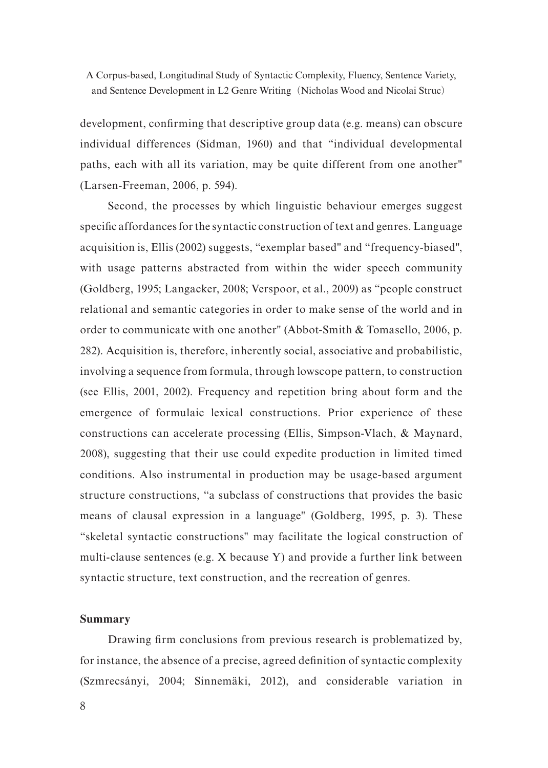development, confirming that descriptive group data (e.g. means) can obscure individual differences (Sidman, 1960) and that "individual developmental paths, each with all its variation, may be quite different from one another" (Larsen-Freeman, 2006, p. 594).

Second, the processes by which linguistic behaviour emerges suggest specific affordances for the syntactic construction of text and genres. Language acquisition is, Ellis (2002) suggests, "exemplar based" and "frequency-biased", with usage patterns abstracted from within the wider speech community (Goldberg, 1995; Langacker, 2008; Verspoor, et al., 2009) as "people construct relational and semantic categories in order to make sense of the world and in order to communicate with one another" (Abbot-Smith & Tomasello, 2006, p. 282). Acquisition is, therefore, inherently social, associative and probabilistic, involving a sequence from formula, through lowscope pattern, to construction (see Ellis, 2001, 2002). Frequency and repetition bring about form and the emergence of formulaic lexical constructions. Prior experience of these constructions can accelerate processing (Ellis, Simpson-Vlach, & Maynard, 2008), suggesting that their use could expedite production in limited timed conditions. Also instrumental in production may be usage-based argument structure constructions, "a subclass of constructions that provides the basic means of clausal expression in a language" (Goldberg, 1995, p. 3). These "skeletal syntactic constructions" may facilitate the logical construction of multi-clause sentences (e.g. X because Y) and provide a further link between syntactic structure, text construction, and the recreation of genres.

**Summary**

Drawing firm conclusions from previous research is problematized by, for instance, the absence of a precise, agreed definition of syntactic complexity (Szmrecsányi, 2004; Sinnemäki, 2012), and considerable variation in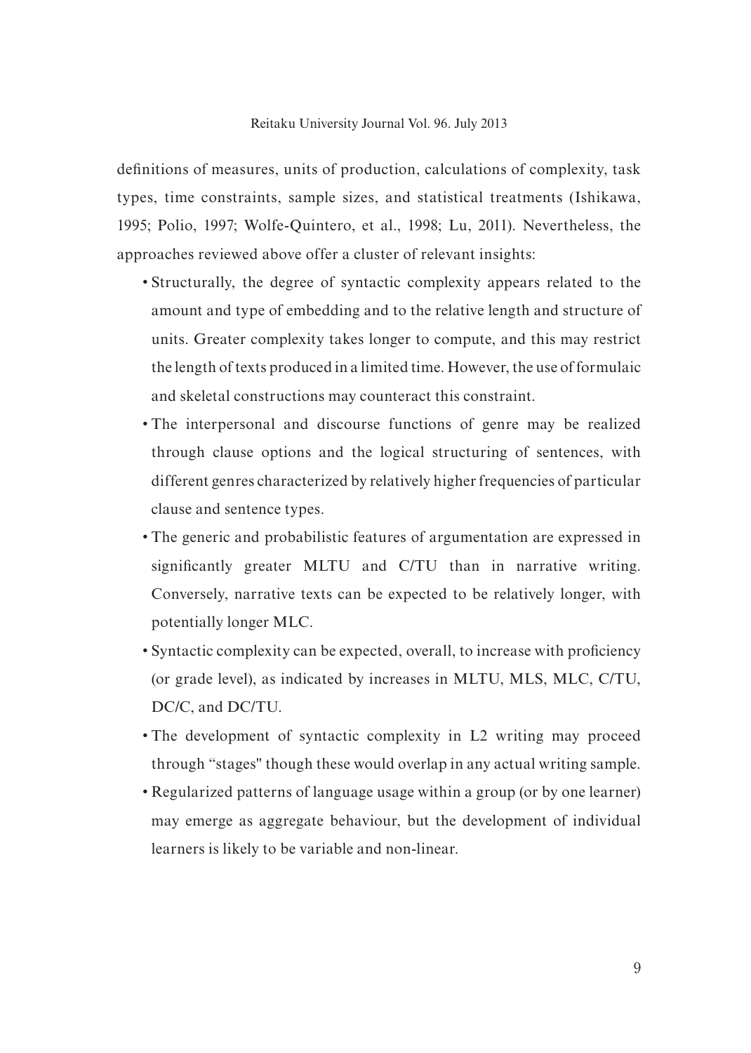definitions of measures, units of production, calculations of complexity, task types, time constraints, sample sizes, and statistical treatments (Ishikawa, 1995; Polio, 1997; Wolfe-Quintero, et al., 1998; Lu, 2011). Nevertheless, the approaches reviewed above offer a cluster of relevant insights:

- Structurally, the degree of syntactic complexity appears related to the amount and type of embedding and to the relative length and structure of units. Greater complexity takes longer to compute, and this may restrict the length of texts produced in a limited time. However, the use of formulaic and skeletal constructions may counteract this constraint.
- The interpersonal and discourse functions of genre may be realized through clause options and the logical structuring of sentences, with different genres characterized by relatively higher frequencies of particular clause and sentence types.
- The generic and probabilistic features of argumentation are expressed in significantly greater MLTU and C/TU than in narrative writing. Conversely, narrative texts can be expected to be relatively longer, with potentially longer MLC.
- Syntactic complexity can be expected, overall, to increase with proficiency (or grade level), as indicated by increases in MLTU, MLS, MLC, C/TU, DC/C, and DC/TU.
- The development of syntactic complexity in L2 writing may proceed through "stages" though these would overlap in any actual writing sample.
- Regularized patterns of language usage within a group (or by one learner) may emerge as aggregate behaviour, but the development of individual learners is likely to be variable and non-linear.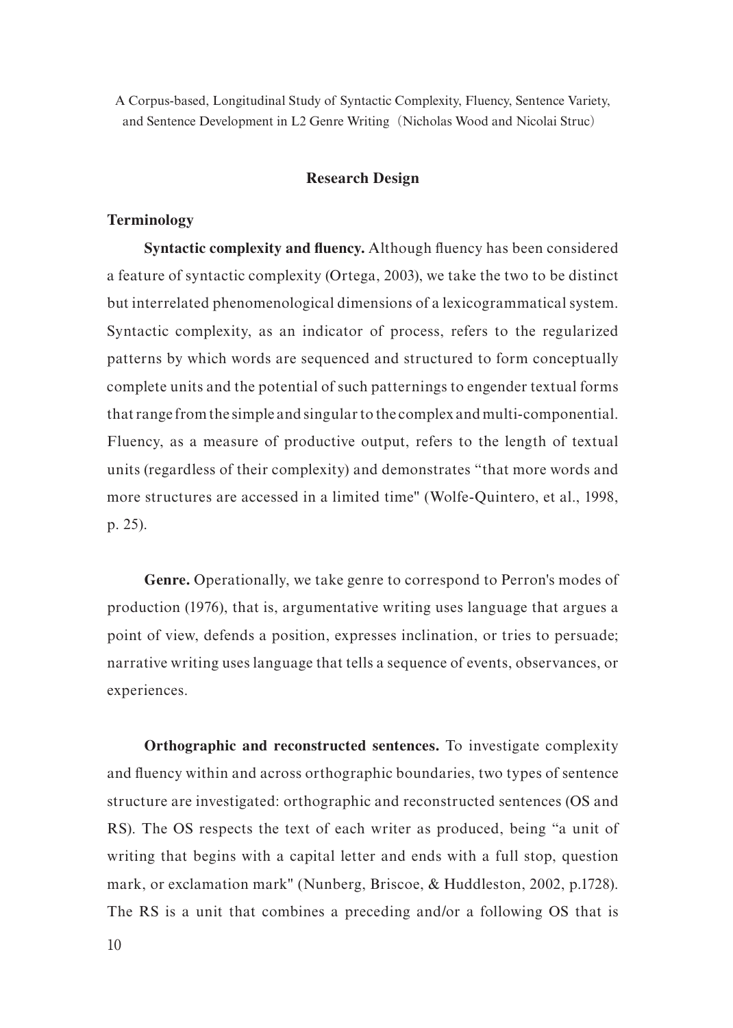## Research Design

### Terminology

**Syntactic complexity and fluency.** Although fluency has been considered a feature of syntactic complexity (Ortega, 2003), we take the two to be distinct but interrelated phenomenological dimensions of a lexicogrammatical system. Syntactic complexity, as an indicator of process, refers to the regularized patterns by which words are sequenced and structured to form conceptually complete units and the potential of such patternings to engender textual forms that range from the simple and singular to the complex and multi-componential. Fluency, as a measure of productive output, refers to the length of textual units (regardless of their complexity) and demonstrates "that more words and more structures are accessed in a limited time" (Wolfe-Quintero, et al., 1998, p. 25).

**Genre.** Operationally, we take genre to correspond to Perron's modes of production (1976), that is, argumentative writing uses language that argues a point of view, defends a position, expresses inclination, or tries to persuade; narrative writing uses language that tells a sequence of events, observances, or experiences.

**Orthographic and reconstructed sentences.** To investigate complexity and fluency within and across orthographic boundaries, two types of sentence structure are investigated: orthographic and reconstructed sentences (OS and RS). The OS respects the text of each writer as produced, being "a unit of writing that begins with a capital letter and ends with a full stop, question mark, or exclamation mark" (Nunberg, Briscoe, & Huddleston, 2002, p.1728). The RS is a unit that combines a preceding and/or a following OS that is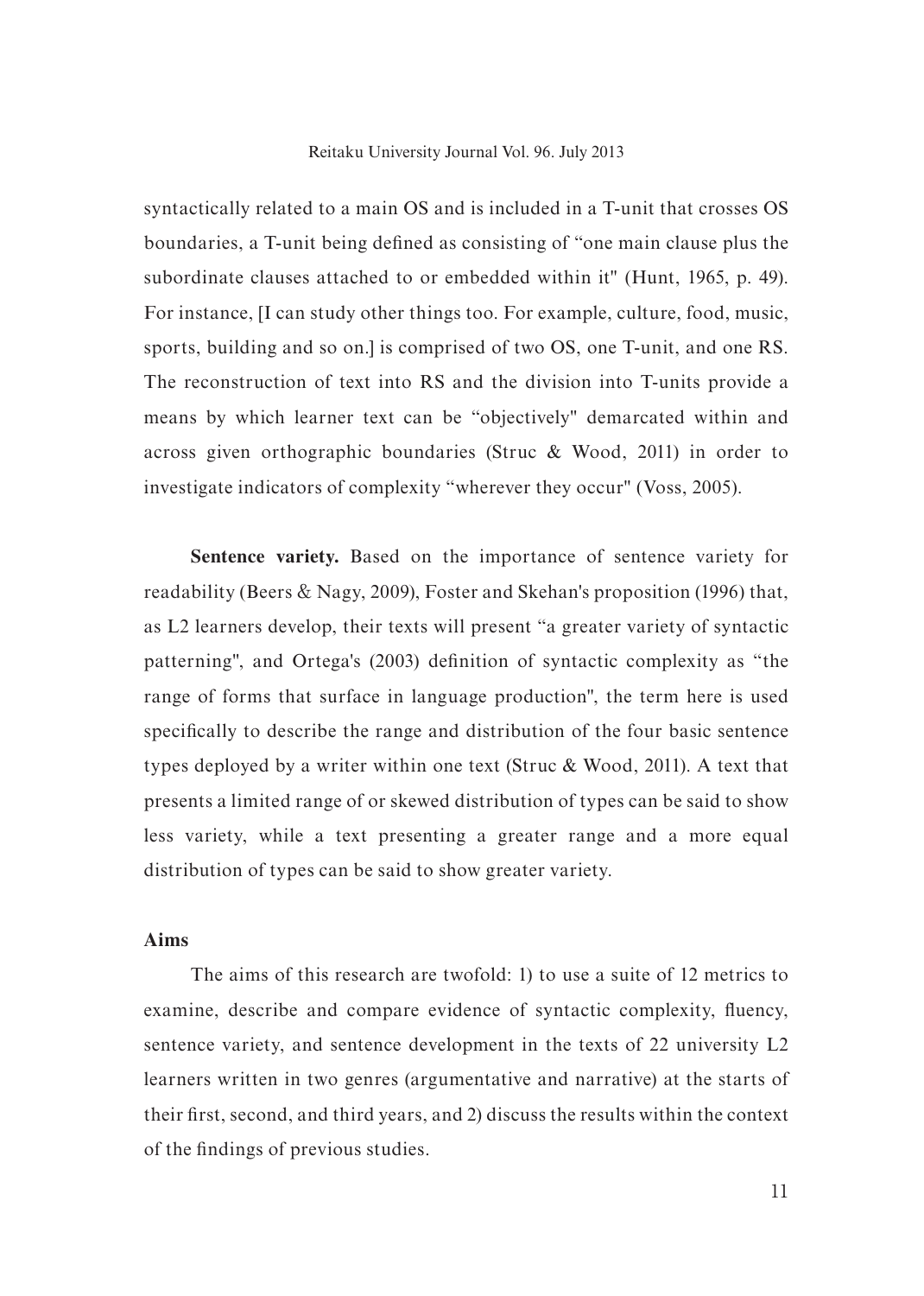syntactically related to a main OS and is included in a T-unit that crosses OS boundaries, a T-unit being defined as consisting of "one main clause plus the subordinate clauses attached to or embedded within it" (Hunt, 1965, p. 49). For instance, [I can study other things too. For example, culture, food, music, sports, building and so on.] is comprised of two OS, one T-unit, and one RS. The reconstruction of text into RS and the division into T-units provide a means by which learner text can be "objectively" demarcated within and across given orthographic boundaries (Struc & Wood, 2011) in order to investigate indicators of complexity "wherever they occur" (Voss, 2005).

**Sentence variety.** Based on the importance of sentence variety for readability (Beers & Nagy, 2009), Foster and Skehan's proposition (1996) that, as L2 learners develop, their texts will present "a greater variety of syntactic patterning", and Ortega's (2003) definition of syntactic complexity as "the range of forms that surface in language production", the term here is used specifically to describe the range and distribution of the four basic sentence types deployed by a writer within one text (Struc & Wood, 2011). A text that presents a limited range of or skewed distribution of types can be said to show less variety, while a text presenting a greater range and a more equal distribution of types can be said to show greater variety.

## Aims

The aims of this research are twofold: 1) to use a suite of 12 metrics to examine, describe and compare evidence of syntactic complexity, fluency, sentence variety, and sentence development in the texts of 22 university L2 learners written in two genres (argumentative and narrative) at the starts of their first, second, and third years, and 2) discuss the results within the context of the findings of previous studies.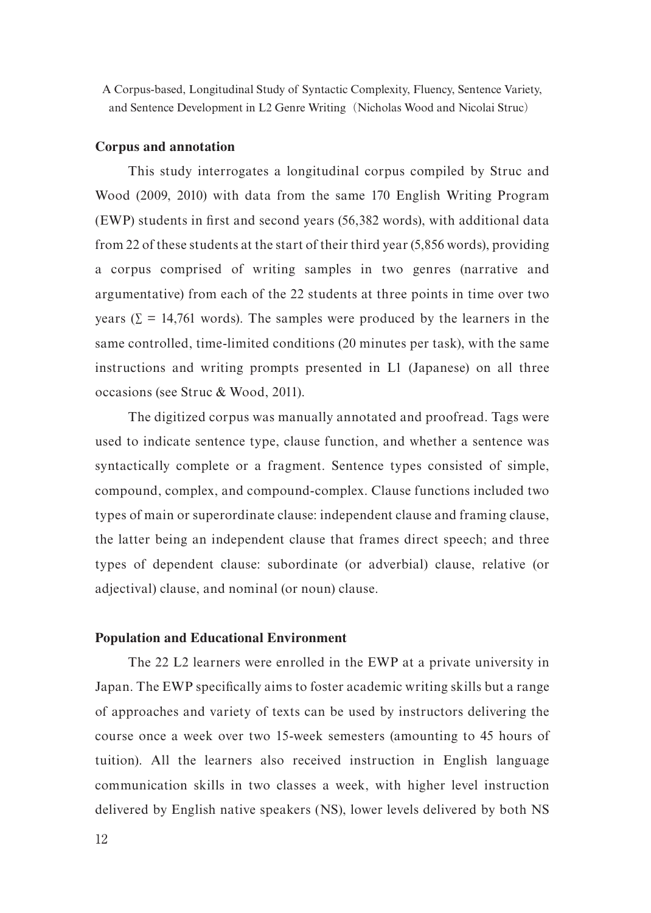### Corpus and annotation

This study interrogates a longitudinal corpus compiled by Struc and Wood (2009, 2010) with data from the same 170 English Writing Program (EWP) students in first and second years (56,382 words), with additional data from 22 of these students at the start of their third year (5,856 words), providing a corpus comprised of writing samples in two genres (narrative and argumentative) from each of the 22 students at three points in time over two years ($\Sigma$ = 14,761 words). The samples were produced by the learners in the same controlled, time-limited conditions (20 minutes per task), with the same instructions and writing prompts presented in L1 (Japanese) on all three occasions (see Struc & Wood, 2011).

The digitized corpus was manually annotated and proofread. Tags were used to indicate sentence type, clause function, and whether a sentence was syntactically complete or a fragment. Sentence types consisted of simple, compound, complex, and compound-complex. Clause functions included two types of main or superordinate clause: independent clause and framing clause, the latter being an independent clause that frames direct speech; and three types of dependent clause: subordinate (or adverbial) clause, relative (or adjectival) clause, and nominal (or noun) clause.

### Population and Educational Environment

The 22 L2 learners were enrolled in the EWP at a private university in Japan. The EWP specifically aims to foster academic writing skills but a range of approaches and variety of texts can be used by instructors delivering the course once a week over two 15-week semesters (amounting to 45 hours of tuition). All the learners also received instruction in English language communication skills in two classes a week, with higher level instruction delivered by English native speakers (NS), lower levels delivered by both NS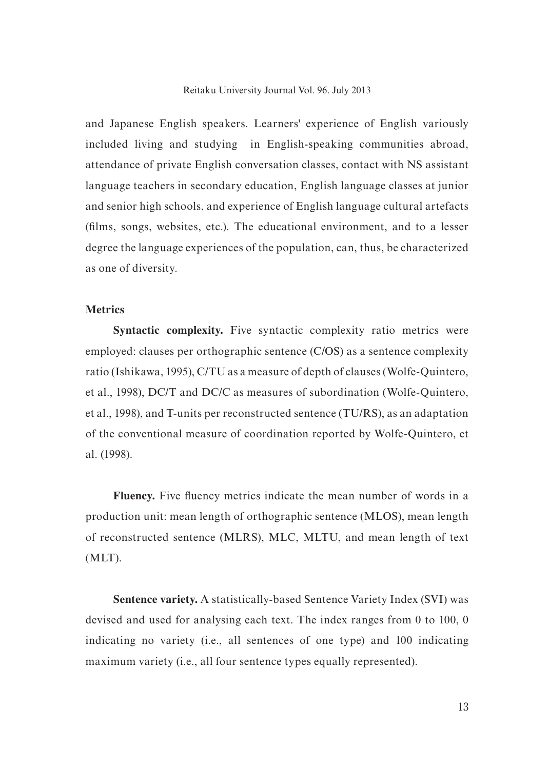and Japanese English speakers. Learners' experience of English variously included living and studying in English-speaking communities abroad, attendance of private English conversation classes, contact with NS assistant language teachers in secondary education, English language classes at junior and senior high schools, and experience of English language cultural artefacts (films, songs, websites, etc.). The educational environment, and to a lesser degree the language experiences of the population, can, thus, be characterized as one of diversity.

### Metrics

**Syntactic complexity.** Five syntactic complexity ratio metrics were employed: clauses per orthographic sentence (C/OS) as a sentence complexity ratio (Ishikawa, 1995), C/TU as a measure of depth of clauses (Wolfe-Quintero, et al., 1998), DC/T and DC/C as measures of subordination (Wolfe-Quintero, et al., 1998), and T-units per reconstructed sentence (TU/RS), as an adaptation of the conventional measure of coordination reported by Wolfe-Quintero, et al. (1998).

**Fluency.** Five fluency metrics indicate the mean number of words in a production unit: mean length of orthographic sentence (MLOS), mean length of reconstructed sentence (MLRS), MLC, MLTU, and mean length of text (MLT).

**Sentence variety.** A statistically-based Sentence Variety Index (SVI) was devised and used for analysing each text. The index ranges from 0 to 100, 0 indicating no variety (i.e., all sentences of one type) and 100 indicating maximum variety (i.e., all four sentence types equally represented).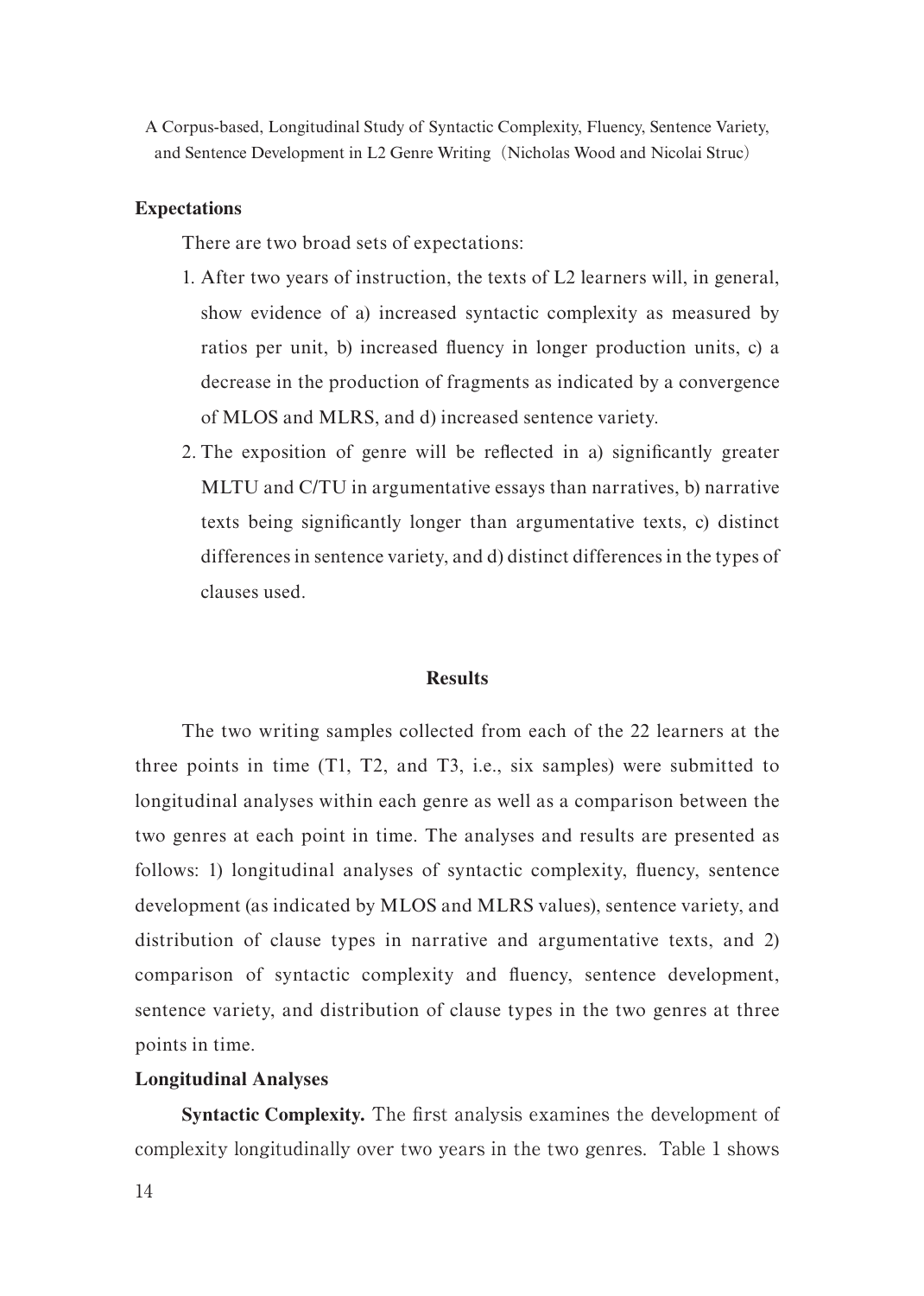### Expectations

There are two broad sets of expectations:

1. After two years of instruction, the texts of L2 learners will, in general, show evidence of a) increased syntactic complexity as measured by ratios per unit, b) increased fluency in longer production units, c) a decrease in the production of fragments as indicated by a convergence of MLOS and MLRS, and d) increased sentence variety.
2. The exposition of genre will be reflected in a) significantly greater MLTU and C/TU in argumentative essays than narratives, b) narrative texts being significantly longer than argumentative texts, c) distinct differences in sentence variety, and d) distinct differences in the types of clauses used.

## Results

The two writing samples collected from each of the 22 learners at the three points in time (T1, T2, and T3, i.e., six samples) were submitted to longitudinal analyses within each genre as well as a comparison between the two genres at each point in time. The analyses and results are presented as follows: 1) longitudinal analyses of syntactic complexity, fluency, sentence development (as indicated by MLOS and MLRS values), sentence variety, and distribution of clause types in narrative and argumentative texts, and 2) comparison of syntactic complexity and fluency, sentence development, sentence variety, and distribution of clause types in the two genres at three points in time.

### Longitudinal Analyses

**Syntactic Complexity.** The first analysis examines the development of complexity longitudinally over two years in the two genres. Table 1 shows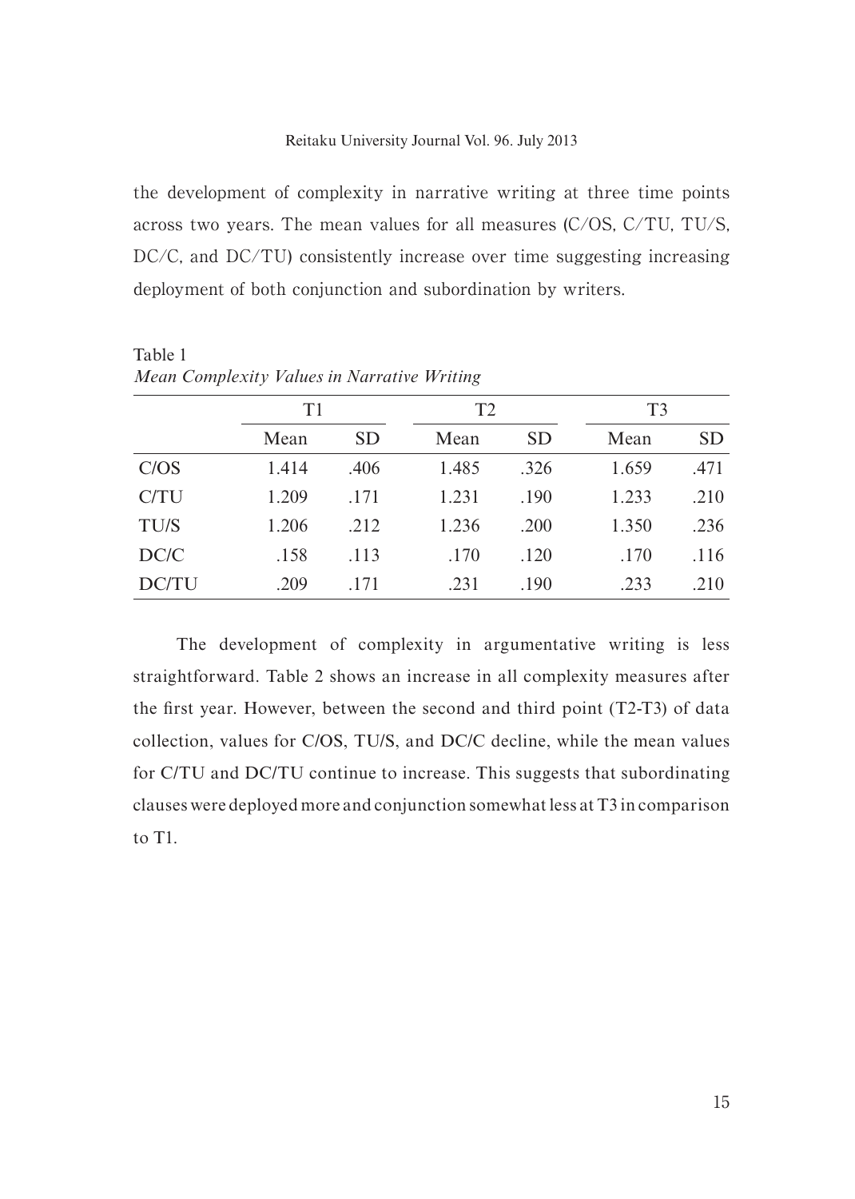the development of complexity in narrative writing at three time points across two years. The mean values for all measures (C/OS, C/TU, TU/S, DC/C, and DC/TU) consistently increase over time suggesting increasing deployment of both conjunction and subordination by writers.

Table 1
*Mean Complexity Values in Narrative Writing*

| | T1 | | T2 | | T3 | |
|---|---|---|---|---|---|---|
| | Mean | SD | Mean | SD | Mean | SD |
| C/OS | 1.414 | .406 | 1.485 | .326 | 1.659 | .471 |
| C/TU | 1.209 | .171 | 1.231 | .190 | 1.233 | .210 |
| TU/S | 1.206 | .212 | 1.236 | .200 | 1.350 | .236 |
| DC/C | .158 | .113 | .170 | .120 | .170 | .116 |
| DC/TU | .209 | .171 | .231 | .190 | .233 | .210 |

The development of complexity in argumentative writing is less straightforward. Table 2 shows an increase in all complexity measures after the first year. However, between the second and third point (T2-T3) of data collection, values for C/OS, TU/S, and DC/C decline, while the mean values for C/TU and DC/TU continue to increase. This suggests that subordinating clauses were deployed more and conjunction somewhat less at T3 in comparison to T1.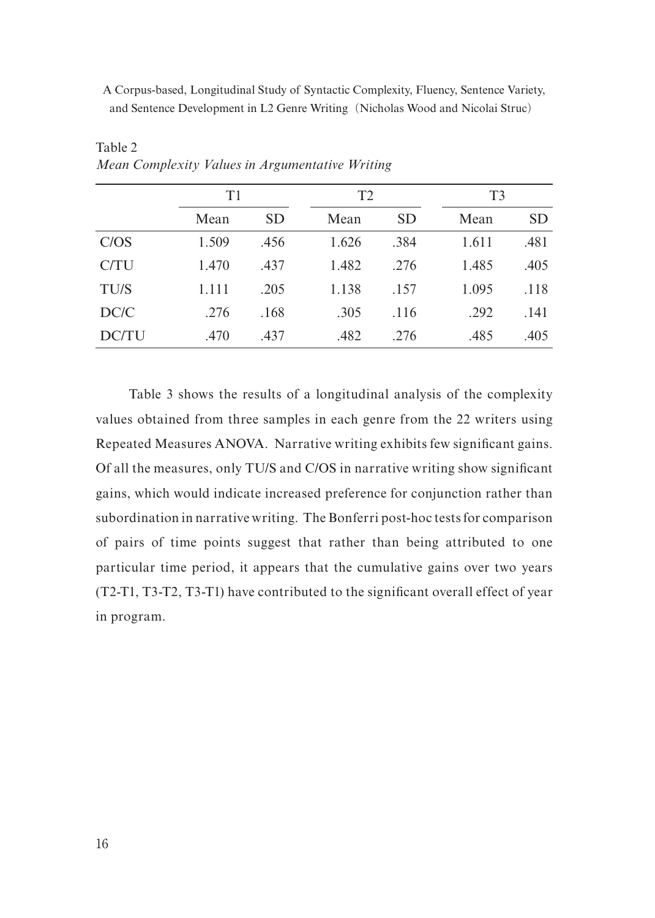Table 2
*Mean Complexity Values in Argumentative Writing*

| | T1 | | T2 | | T3 | |
|---|---|---|---|---|---|---|
| | Mean | SD | Mean | SD | Mean | SD |
| C/OS | 1.509 | .456 | 1.626 | .384 | 1.611 | .481 |
| C/TU | 1.470 | .437 | 1.482 | .276 | 1.485 | .405 |
| TU/S | 1.111 | .205 | 1.138 | .157 | 1.095 | .118 |
| DC/C | .276 | .168 | .305 | .116 | .292 | .141 |
| DC/TU | .470 | .437 | .482 | .276 | .485 | .405 |

Table 3 shows the results of a longitudinal analysis of the complexity values obtained from three samples in each genre from the 22 writers using Repeated Measures ANOVA. Narrative writing exhibits few significant gains. Of all the measures, only TU/S and C/OS in narrative writing show significant gains, which would indicate increased preference for conjunction rather than subordination in narrative writing. The Bonferri post-hoc tests for comparison of pairs of time points suggest that rather than being attributed to one particular time period, it appears that the cumulative gains over two years (T2-T1, T3-T2, T3-T1) have contributed to the significant overall effect of year in program.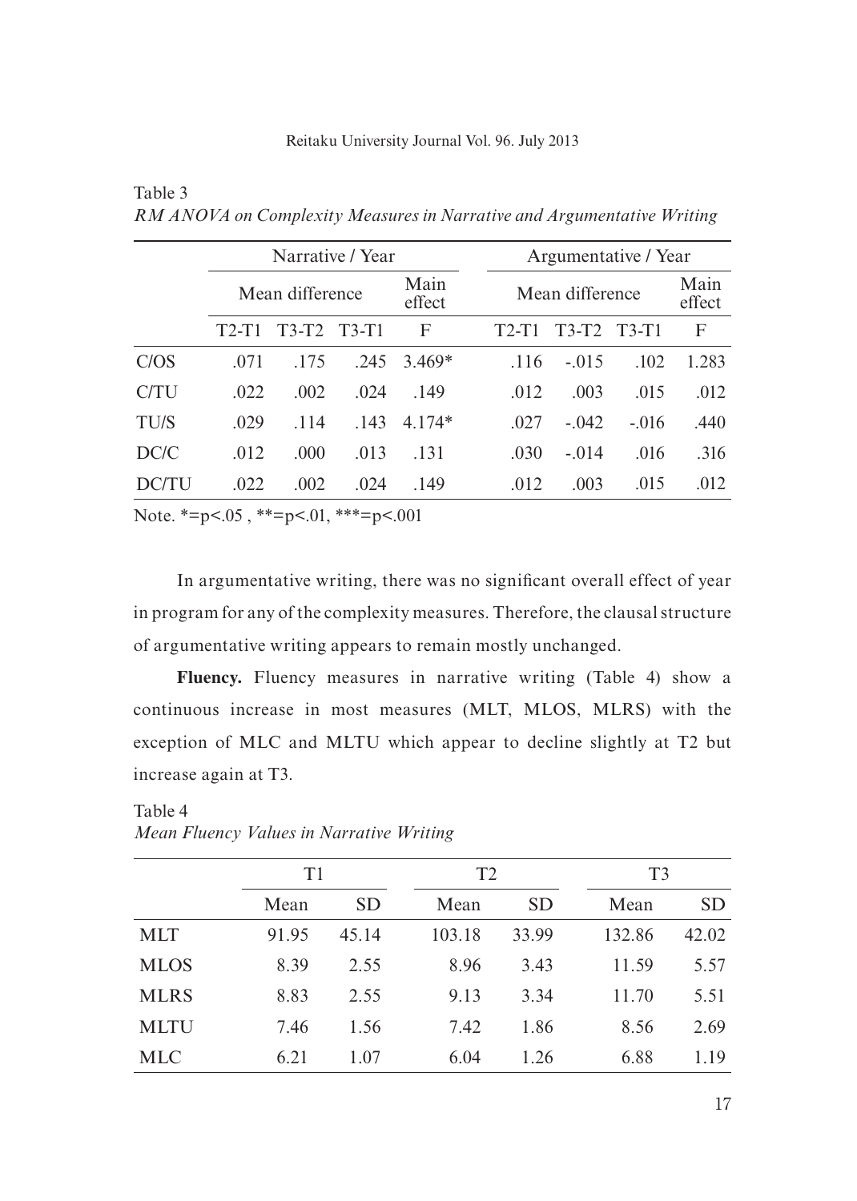Table 3
*RM ANOVA on Complexity Measures in Narrative and Argumentative Writing*

| | Narrative / Year | | | | Argumentative / Year | | | |
|---|---|---|---|---|---|---|---|---|
| | Mean difference | | | Main effect | Mean difference | | | Main effect |
| | T2-T1 | T3-T2 | T3-T1 | F | T2-T1 | T3-T2 | T3-T1 | F |
| C/OS | .071 | .175 | .245 | 3.469* | .116 | -.015 | .102 | 1.283 |
| C/TU | .022 | .002 | .024 | .149 | .012 | .003 | .015 | .012 |
| TU/S | .029 | .114 | .143 | 4.174* | .027 | -.042 | -.016 | .440 |
| DC/C | .012 | .000 | .013 | .131 | .030 | -.014 | .016 | .316 |
| DC/TU | .022 | .002 | .024 | .149 | .012 | .003 | .015 | .012 |

Note. *=p<.05 , **=p<.01, ***=p<.001

In argumentative writing, there was no significant overall effect of year in program for any of the complexity measures. Therefore, the clausal structure of argumentative writing appears to remain mostly unchanged.

**Fluency.** Fluency measures in narrative writing (Table 4) show a continuous increase in most measures (MLT, MLOS, MLRS) with the exception of MLC and MLTU which appear to decline slightly at T2 but increase again at T3.

Table 4
*Mean Fluency Values in Narrative Writing*

| | T1 | | T2 | | T3 | |
|---|---|---|---|---|---|---|
| | Mean | SD | Mean | SD | Mean | SD |
| MLT | 91.95 | 45.14 | 103.18 | 33.99 | 132.86 | 42.02 |
| MLOS | 8.39 | 2.55 | 8.96 | 3.43 | 11.59 | 5.57 |
| MLRS | 8.83 | 2.55 | 9.13 | 3.34 | 11.70 | 5.51 |
| MLTU | 7.46 | 1.56 | 7.42 | 1.86 | 8.56 | 2.69 |
| MLC | 6.21 | 1.07 | 6.04 | 1.26 | 6.88 | 1.19 |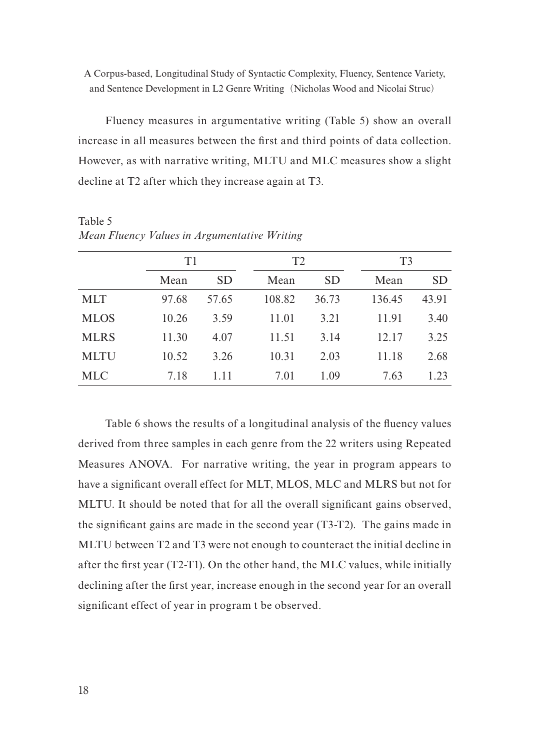Fluency measures in argumentative writing (Table 5) show an overall increase in all measures between the first and third points of data collection. However, as with narrative writing, MLTU and MLC measures show a slight decline at T2 after which they increase again at T3.

Table 5
*Mean Fluency Values in Argumentative Writing*

| | T1 | | T2 | | T3 | |
|---|---|---|---|---|---|---|
| | Mean | SD | Mean | SD | Mean | SD |
| MLT | 97.68 | 57.65 | 108.82 | 36.73 | 136.45 | 43.91 |
| MLOS | 10.26 | 3.59 | 11.01 | 3.21 | 11.91 | 3.40 |
| MLRS | 11.30 | 4.07 | 11.51 | 3.14 | 12.17 | 3.25 |
| MLTU | 10.52 | 3.26 | 10.31 | 2.03 | 11.18 | 2.68 |
| MLC | 7.18 | 1.11 | 7.01 | 1.09 | 7.63 | 1.23 |

Table 6 shows the results of a longitudinal analysis of the fluency values derived from three samples in each genre from the 22 writers using Repeated Measures ANOVA. For narrative writing, the year in program appears to have a significant overall effect for MLT, MLOS, MLC and MLRS but not for MLTU. It should be noted that for all the overall significant gains observed, the significant gains are made in the second year (T3-T2). The gains made in MLTU between T2 and T3 were not enough to counteract the initial decline in after the first year (T2-T1). On the other hand, the MLC values, while initially declining after the first year, increase enough in the second year for an overall significant effect of year in program t be observed.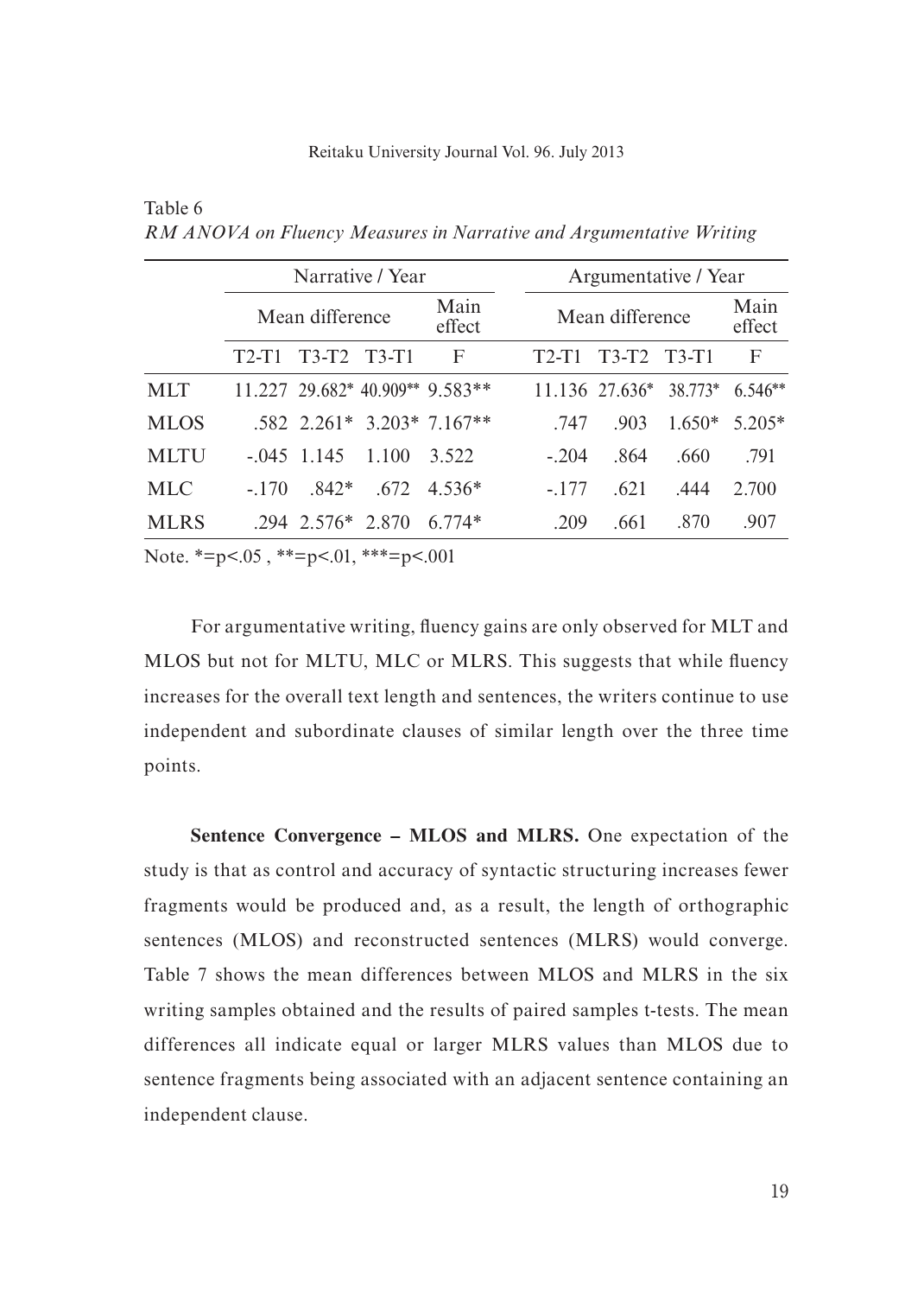Table 6

*RM ANOVA on Fluency Measures in Narrative and Argumentative Writing*

| | Narrative / Year | | | | Argumentative / Year | | | |
|---|---|---|---|---|---|---|---|---|
| | Mean difference | | | Main effect | Mean difference | | | Main effect |
| | T2-T1 | T3-T2 | T3-T1 | F | T2-T1 | T3-T2 | T3-T1 | F |
| MLT | 11.227 | 29.682* | 40.909** | 9.583** | 11.136 | 27.636* | 38.773* | 6.546** |
| MLOS | .582 | 2.261* | 3.203* | 7.167** | .747 | .903 | 1.650* | 5.205* |
| MLTU | -.045 | 1.145 | 1.100 | 3.522 | -.204 | .864 | .660 | .791 |
| MLC | -.170 | .842* | .672 | 4.536* | -.177 | .621 | .444 | 2.700 |
| MLRS | .294 | 2.576* | 2.870 | 6.774* | .209 | .661 | .870 | .907 |

Note. *=p<.05 , **=p<.01, ***=p<.001

For argumentative writing, fluency gains are only observed for MLT and MLOS but not for MLTU, MLC or MLRS. This suggests that while fluency increases for the overall text length and sentences, the writers continue to use independent and subordinate clauses of similar length over the three time points.

**Sentence Convergence – MLOS and MLRS.** One expectation of the study is that as control and accuracy of syntactic structuring increases fewer fragments would be produced and, as a result, the length of orthographic sentences (MLOS) and reconstructed sentences (MLRS) would converge. Table 7 shows the mean differences between MLOS and MLRS in the six writing samples obtained and the results of paired samples t-tests. The mean differences all indicate equal or larger MLRS values than MLOS due to sentence fragments being associated with an adjacent sentence containing an independent clause.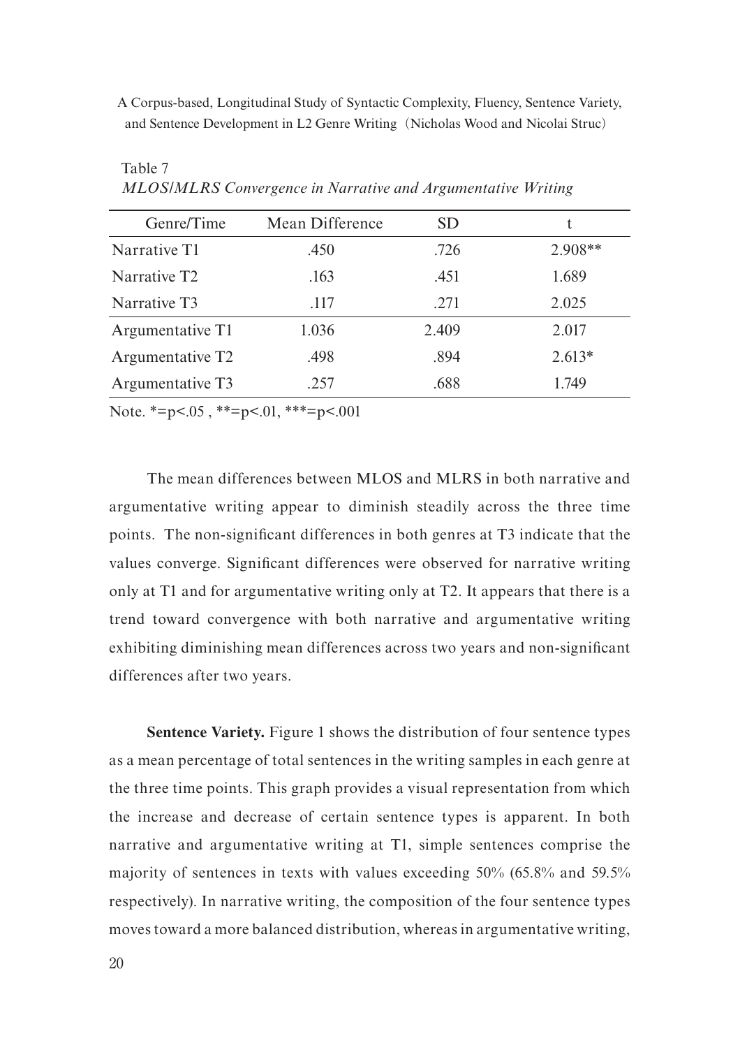Table 7

*MLOS/MLRS Convergence in Narrative and Argumentative Writing*

| Genre/Time | Mean Difference | SD | t |
|---|---|---|---|
| Narrative T1 | .450 | .726 | 2.908** |
| Narrative T2 | .163 | .451 | 1.689 |
| Narrative T3 | .117 | .271 | 2.025 |
| Argumentative T1 | 1.036 | 2.409 | 2.017 |
| Argumentative T2 | .498 | .894 | 2.613* |
| Argumentative T3 | .257 | .688 | 1.749 |

Note. *=p<.05 , **=p<.01, ***=p<.001

The mean differences between MLOS and MLRS in both narrative and argumentative writing appear to diminish steadily across the three time points. The non-significant differences in both genres at T3 indicate that the values converge. Significant differences were observed for narrative writing only at T1 and for argumentative writing only at T2. It appears that there is a trend toward convergence with both narrative and argumentative writing exhibiting diminishing mean differences across two years and non-significant differences after two years.

**Sentence Variety.** Figure 1 shows the distribution of four sentence types as a mean percentage of total sentences in the writing samples in each genre at the three time points. This graph provides a visual representation from which the increase and decrease of certain sentence types is apparent. In both narrative and argumentative writing at T1, simple sentences comprise the majority of sentences in texts with values exceeding 50% (65.8% and 59.5% respectively). In narrative writing, the composition of the four sentence types moves toward a more balanced distribution, whereas in argumentative writing,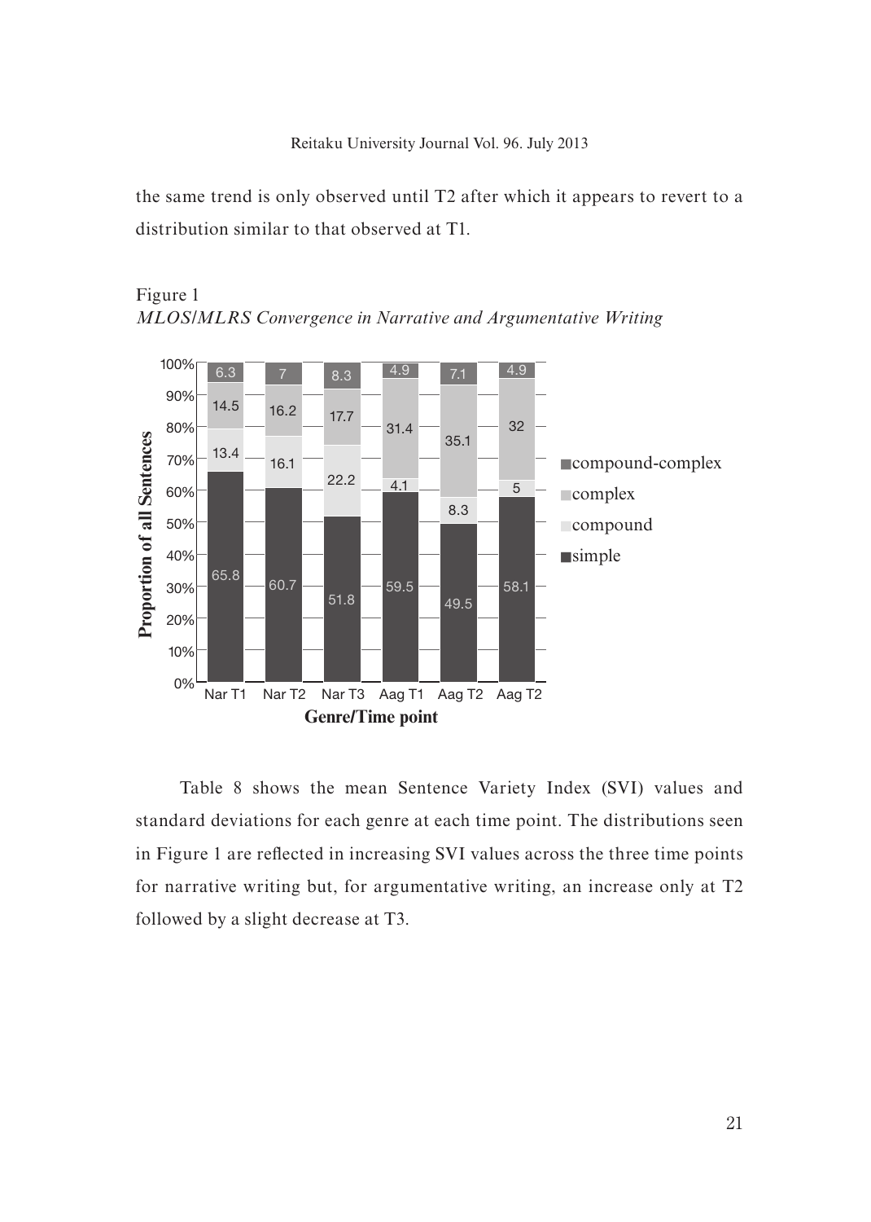the same trend is only observed until T2 after which it appears to revert to a distribution similar to that observed at T1.

Figure 1
*MLOS/MLRS Convergence in Narrative and Argumentative Writing*

| Genre/Time point | simple | compound | complex | compound-complex |
|---|---|---|---|---|
| Nar T1 | 65.8 | 13.4 | 14.5 | 6.3 |
| Nar T2 | 60.7 | 16.1 | 16.2 | 7 |
| Nar T3 | 51.8 | 22.2 | 17.7 | 8.3 |
| Aag T1 | 59.5 | 4.1 | 31.4 | 4.9 |
| Aag T2 | 49.5 | 8.3 | 35.1 | 7.1 |
| Aag T2 | 58.1 | 5 | 32 | 4.9 |

Table 8 shows the mean Sentence Variety Index (SVI) values and standard deviations for each genre at each time point. The distributions seen in Figure 1 are reflected in increasing SVI values across the three time points for narrative writing but, for argumentative writing, an increase only at T2 followed by a slight decrease at T3.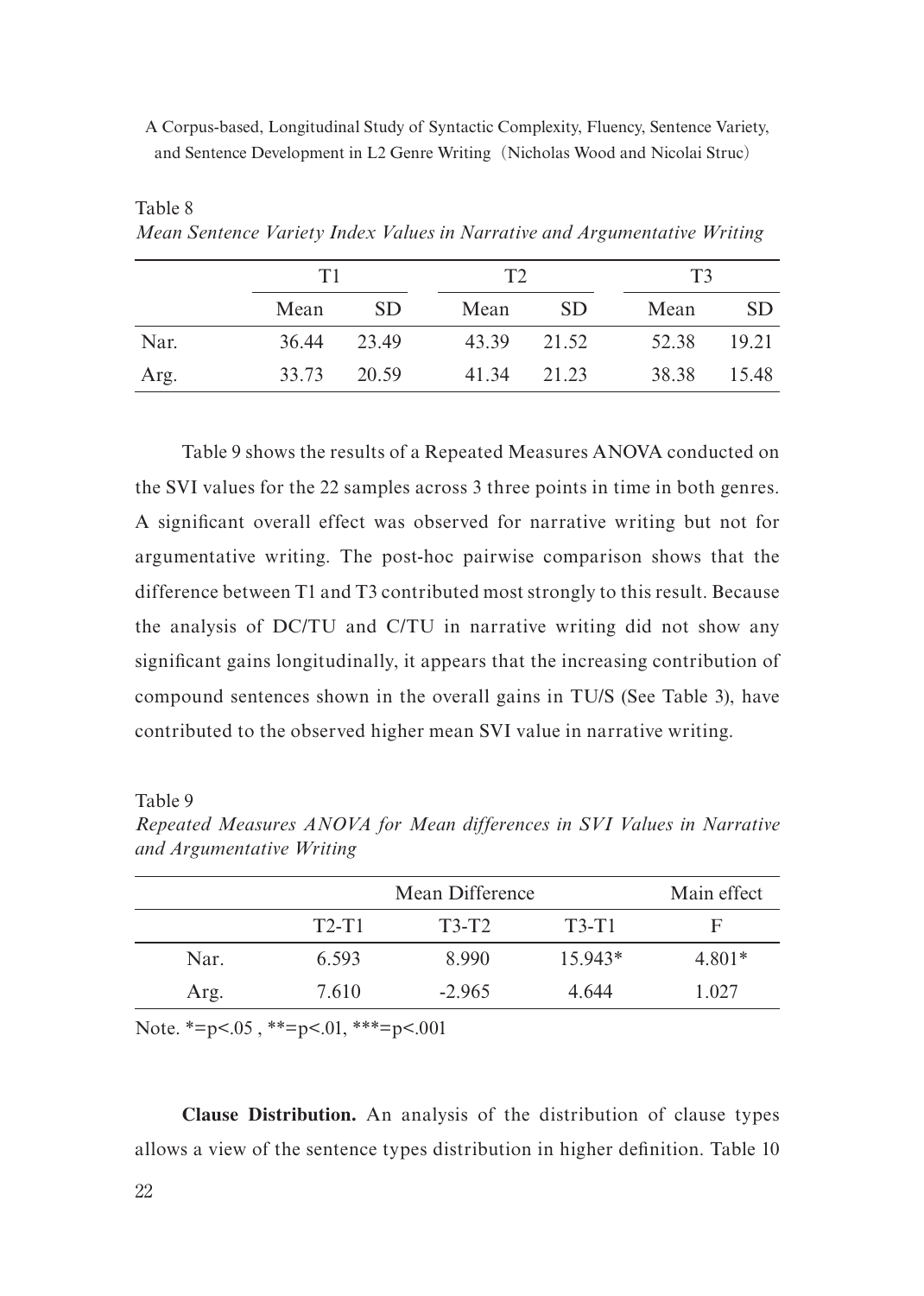Table 8

*Mean Sentence Variety Index Values in Narrative and Argumentative Writing*

| | T1 | | T2 | | T3 | |
|---|---|---|---|---|---|---|
| | Mean | SD | Mean | SD | Mean | SD |
| Nar. | 36.44 | 23.49 | 43.39 | 21.52 | 52.38 | 19.21 |
| Arg. | 33.73 | 20.59 | 41.34 | 21.23 | 38.38 | 15.48 |

Table 9 shows the results of a Repeated Measures ANOVA conducted on the SVI values for the 22 samples across 3 three points in time in both genres. A significant overall effect was observed for narrative writing but not for argumentative writing. The post-hoc pairwise comparison shows that the difference between T1 and T3 contributed most strongly to this result. Because the analysis of DC/TU and C/TU in narrative writing did not show any significant gains longitudinally, it appears that the increasing contribution of compound sentences shown in the overall gains in TU/S (See Table 3), have contributed to the observed higher mean SVI value in narrative writing.

Table 9

*Repeated Measures ANOVA for Mean differences in SVI Values in Narrative and Argumentative Writing*

| | Mean Difference | | | Main effect |
|---|---|---|---|---|
| | T2-T1 | T3-T2 | T3-T1 | F |
| Nar. | 6.593 | 8.990 | 15.943* | 4.801* |
| Arg. | 7.610 | -2.965 | 4.644 | 1.027 |

Note. *=p<.05 , **=p<.01, ***=p<.001

**Clause Distribution.** An analysis of the distribution of clause types allows a view of the sentence types distribution in higher definition. Table 10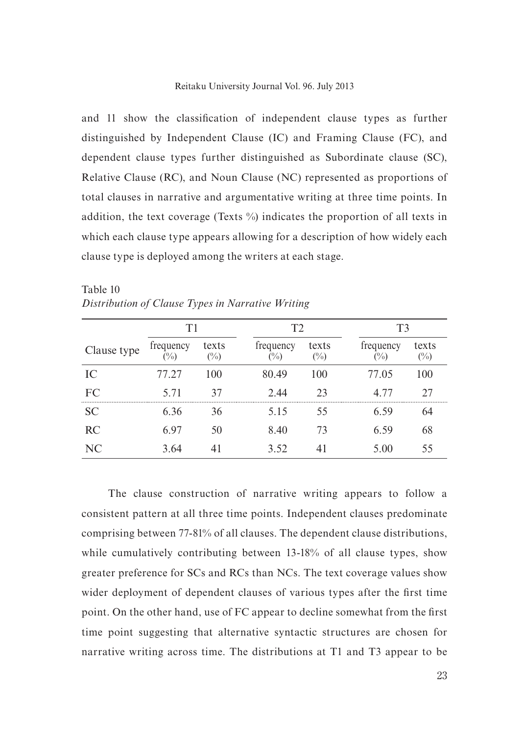and 11 show the classification of independent clause types as further distinguished by Independent Clause (IC) and Framing Clause (FC), and dependent clause types further distinguished as Subordinate clause (SC), Relative Clause (RC), and Noun Clause (NC) represented as proportions of total clauses in narrative and argumentative writing at three time points. In addition, the text coverage (Texts %) indicates the proportion of all texts in which each clause type appears allowing for a description of how widely each clause type is deployed among the writers at each stage.

Table 10
*Distribution of Clause Types in Narrative Writing*

| | T1 | | T2 | | T3 | |
|---|---|---|---|---|---|---|
| Clause type | frequency (%) | texts (%) | frequency (%) | texts (%) | frequency (%) | texts (%) |
| IC | 77.27 | 100 | 80.49 | 100 | 77.05 | 100 |
| FC | 5.71 | 37 | 2.44 | 23 | 4.77 | 27 |
| SC | 6.36 | 36 | 5.15 | 55 | 6.59 | 64 |
| RC | 6.97 | 50 | 8.40 | 73 | 6.59 | 68 |
| NC | 3.64 | 41 | 3.52 | 41 | 5.00 | 55 |

The clause construction of narrative writing appears to follow a consistent pattern at all three time points. Independent clauses predominate comprising between 77-81% of all clauses. The dependent clause distributions, while cumulatively contributing between 13-18% of all clause types, show greater preference for SCs and RCs than NCs. The text coverage values show wider deployment of dependent clauses of various types after the first time point. On the other hand, use of FC appear to decline somewhat from the first time point suggesting that alternative syntactic structures are chosen for narrative writing across time. The distributions at T1 and T3 appear to be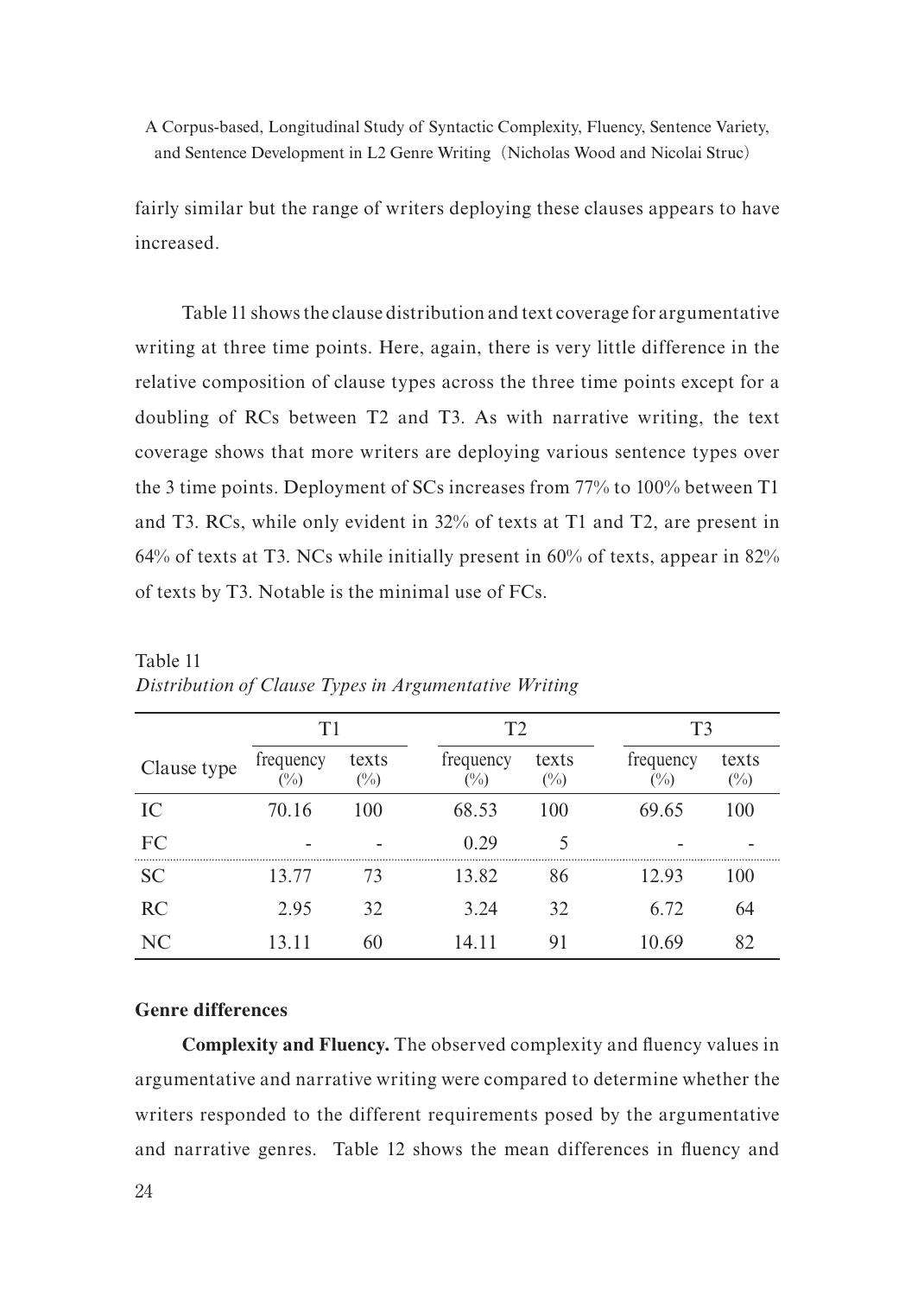fairly similar but the range of writers deploying these clauses appears to have increased.

Table 11 shows the clause distribution and text coverage for argumentative writing at three time points. Here, again, there is very little difference in the relative composition of clause types across the three time points except for a doubling of RCs between T2 and T3. As with narrative writing, the text coverage shows that more writers are deploying various sentence types over the 3 time points. Deployment of SCs increases from 77% to 100% between T1 and T3. RCs, while only evident in 32% of texts at T1 and T2, are present in 64% of texts at T3. NCs while initially present in 60% of texts, appear in 82% of texts by T3. Notable is the minimal use of FCs.

Table 11
*Distribution of Clause Types in Argumentative Writing*

| | T1 | | T2 | | T3 | |
|---|---|---|---|---|---|---|
| Clause type | frequency (%) | texts (%) | frequency (%) | texts (%) | frequency (%) | texts (%) |
| IC | 70.16 | 100 | 68.53 | 100 | 69.65 | 100 |
| FC | - | - | 0.29 | 5 | - | - |
| SC | 13.77 | 73 | 13.82 | 86 | 12.93 | 100 |
| RC | 2.95 | 32 | 3.24 | 32 | 6.72 | 64 |
| NC | 13.11 | 60 | 14.11 | 91 | 10.69 | 82 |

**Genre differences**

**Complexity and Fluency.** The observed complexity and fluency values in argumentative and narrative writing were compared to determine whether the writers responded to the different requirements posed by the argumentative and narrative genres. Table 12 shows the mean differences in fluency and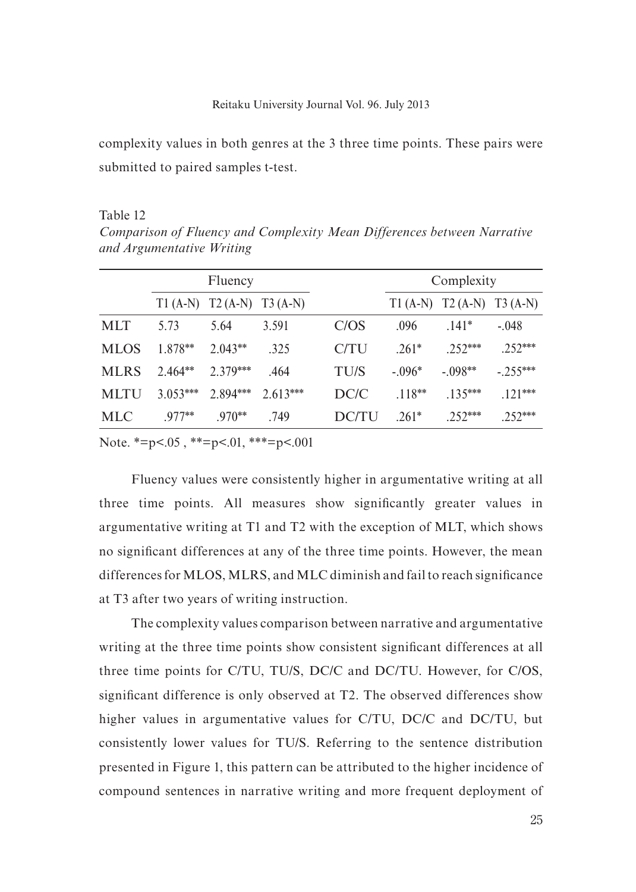complexity values in both genres at the 3 three time points. These pairs were submitted to paired samples t-test.

Table 12

*Comparison of Fluency and Complexity Mean Differences between Narrative and Argumentative Writing*

| | Fluency | | | | Complexity | | |
|---|---|---|---|---|---|---|---|
| | T1 (A-N) | T2 (A-N) | T3 (A-N) | | T1 (A-N) | T2 (A-N) | T3 (A-N) |
| MLT | 5.73 | 5.64 | 3.591 | C/OS | .096 | .141* | -.048 |
| MLOS | 1.878** | 2.043** | .325 | C/TU | .261* | .252*** | .252*** |
| MLRS | 2.464** | 2.379*** | .464 | TU/S | -.096* | -.098** | -.255*** |
| MLTU | 3.053*** | 2.894*** | 2.613*** | DC/C | .118** | .135*** | .121*** |
| MLC | .977** | .970** | .749 | DC/TU | .261* | .252*** | .252*** |

Note. *=p<.05 , **=p<.01, ***=p<.001

Fluency values were consistently higher in argumentative writing at all three time points. All measures show significantly greater values in argumentative writing at T1 and T2 with the exception of MLT, which shows no significant differences at any of the three time points. However, the mean differences for MLOS, MLRS, and MLC diminish and fail to reach significance at T3 after two years of writing instruction.

The complexity values comparison between narrative and argumentative writing at the three time points show consistent significant differences at all three time points for C/TU, TU/S, DC/C and DC/TU. However, for C/OS, significant difference is only observed at T2. The observed differences show higher values in argumentative values for C/TU, DC/C and DC/TU, but consistently lower values for TU/S. Referring to the sentence distribution presented in Figure 1, this pattern can be attributed to the higher incidence of compound sentences in narrative writing and more frequent deployment of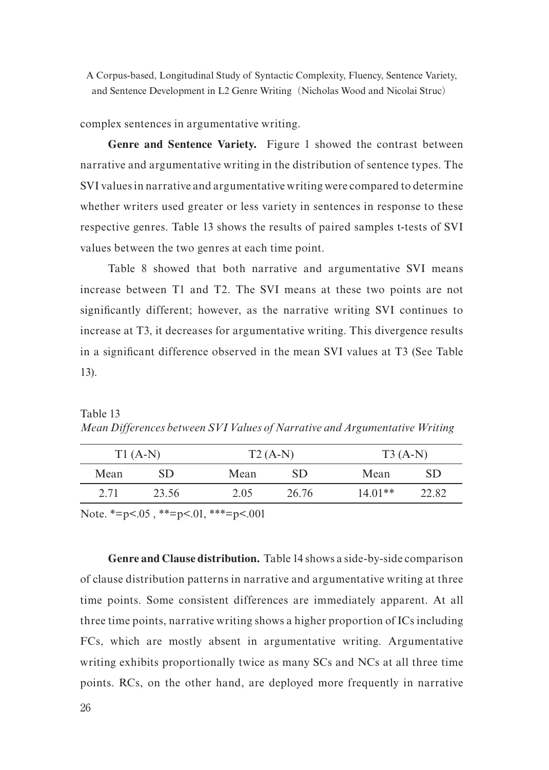complex sentences in argumentative writing.

**Genre and Sentence Variety.** Figure 1 showed the contrast between narrative and argumentative writing in the distribution of sentence types. The SVI values in narrative and argumentative writing were compared to determine whether writers used greater or less variety in sentences in response to these respective genres. Table 13 shows the results of paired samples t-tests of SVI values between the two genres at each time point.

Table 8 showed that both narrative and argumentative SVI means increase between T1 and T2. The SVI means at these two points are not significantly different; however, as the narrative writing SVI continues to increase at T3, it decreases for argumentative writing. This divergence results in a significant difference observed in the mean SVI values at T3 (See Table 13).

Table 13
*Mean Differences between SVI Values of Narrative and Argumentative Writing*

| T1 (A-N) | | T2 (A-N) | | T3 (A-N) | |
|---|---|---|---|---|---|
| Mean | SD | Mean | SD | Mean | SD |
| 2.71 | 23.56 | 2.05 | 26.76 | 14.01** | 22.82 |

Note. *=p<.05 , **=p<.01, ***=p<.001

**Genre and Clause distribution.** Table 14 shows a side-by-side comparison of clause distribution patterns in narrative and argumentative writing at three time points. Some consistent differences are immediately apparent. At all three time points, narrative writing shows a higher proportion of ICs including FCs, which are mostly absent in argumentative writing. Argumentative writing exhibits proportionally twice as many SCs and NCs at all three time points. RCs, on the other hand, are deployed more frequently in narrative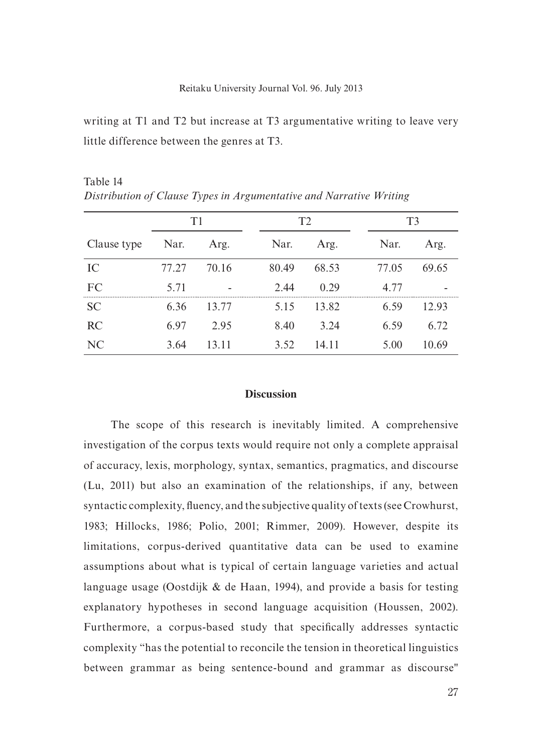writing at T1 and T2 but increase at T3 argumentative writing to leave very little difference between the genres at T3.

Table 14
*Distribution of Clause Types in Argumentative and Narrative Writing*

| | T1 | | T2 | | T3 | |
|---|---|---|---|---|---|---|
| Clause type | Nar. | Arg. | Nar. | Arg. | Nar. | Arg. |
| IC | 77.27 | 70.16 | 80.49 | 68.53 | 77.05 | 69.65 |
| FC | 5.71 | - | 2.44 | 0.29 | 4.77 | - |
| SC | 6.36 | 13.77 | 5.15 | 13.82 | 6.59 | 12.93 |
| RC | 6.97 | 2.95 | 8.40 | 3.24 | 6.59 | 6.72 |
| NC | 3.64 | 13.11 | 3.52 | 14.11 | 5.00 | 10.69 |

## Discussion

The scope of this research is inevitably limited. A comprehensive investigation of the corpus texts would require not only a complete appraisal of accuracy, lexis, morphology, syntax, semantics, pragmatics, and discourse (Lu, 2011) but also an examination of the relationships, if any, between syntactic complexity, fluency, and the subjective quality of texts (see Crowhurst, 1983; Hillocks, 1986; Polio, 2001; Rimmer, 2009). However, despite its limitations, corpus-derived quantitative data can be used to examine assumptions about what is typical of certain language varieties and actual language usage (Oostdijk & de Haan, 1994), and provide a basis for testing explanatory hypotheses in second language acquisition (Houssen, 2002). Furthermore, a corpus-based study that specifically addresses syntactic complexity "has the potential to reconcile the tension in theoretical linguistics between grammar as being sentence-bound and grammar as discourse"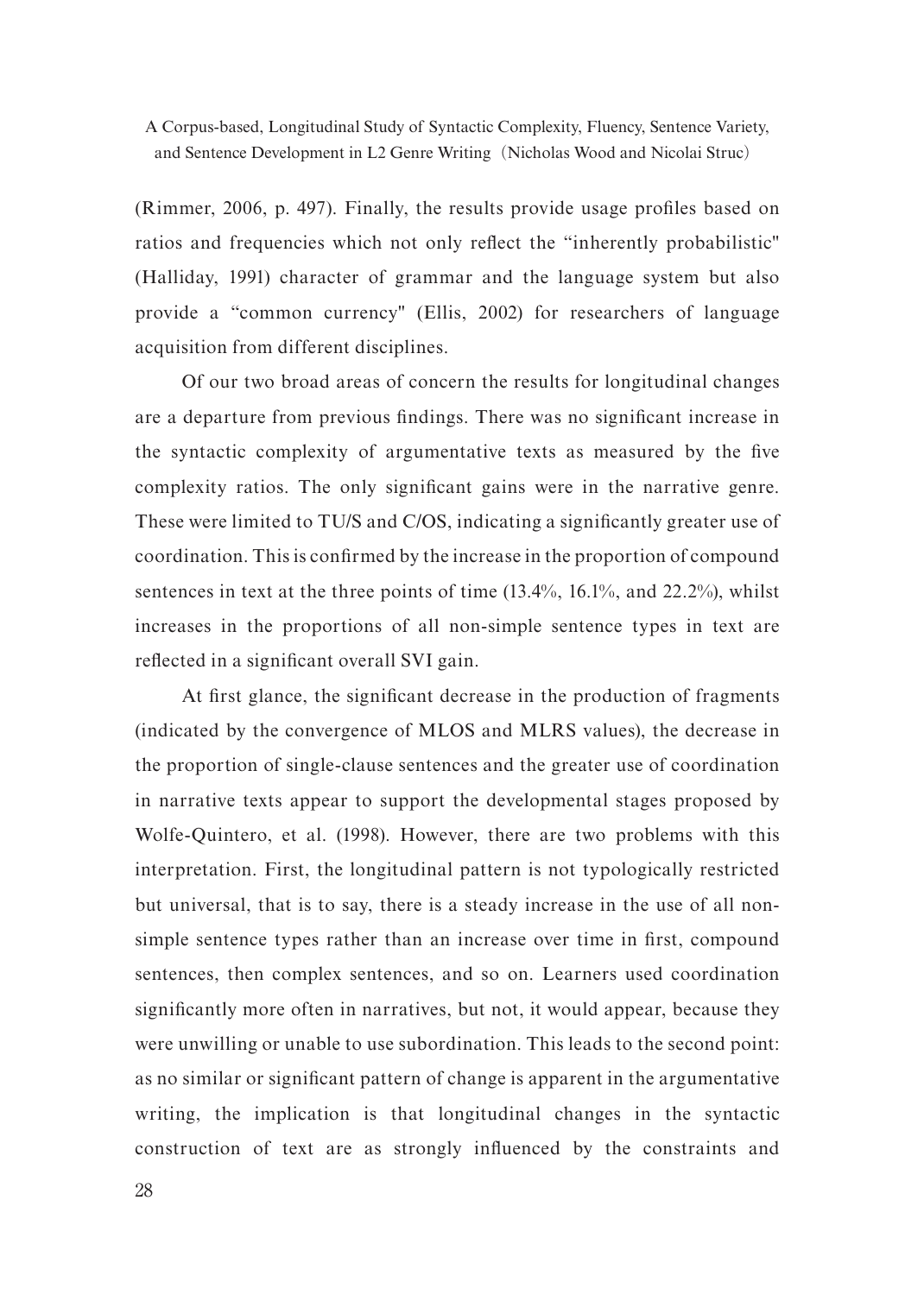(Rimmer, 2006, p. 497). Finally, the results provide usage profiles based on ratios and frequencies which not only reflect the "inherently probabilistic" (Halliday, 1991) character of grammar and the language system but also provide a "common currency" (Ellis, 2002) for researchers of language acquisition from different disciplines.

Of our two broad areas of concern the results for longitudinal changes are a departure from previous findings. There was no significant increase in the syntactic complexity of argumentative texts as measured by the five complexity ratios. The only significant gains were in the narrative genre. These were limited to TU/S and C/OS, indicating a significantly greater use of coordination. This is confirmed by the increase in the proportion of compound sentences in text at the three points of time (13.4%, 16.1%, and 22.2%), whilst increases in the proportions of all non-simple sentence types in text are reflected in a significant overall SVI gain.

At first glance, the significant decrease in the production of fragments (indicated by the convergence of MLOS and MLRS values), the decrease in the proportion of single-clause sentences and the greater use of coordination in narrative texts appear to support the developmental stages proposed by Wolfe-Quintero, et al. (1998). However, there are two problems with this interpretation. First, the longitudinal pattern is not typologically restricted but universal, that is to say, there is a steady increase in the use of all non-simple sentence types rather than an increase over time in first, compound sentences, then complex sentences, and so on. Learners used coordination significantly more often in narratives, but not, it would appear, because they were unwilling or unable to use subordination. This leads to the second point: as no similar or significant pattern of change is apparent in the argumentative writing, the implication is that longitudinal changes in the syntactic construction of text are as strongly influenced by the constraints and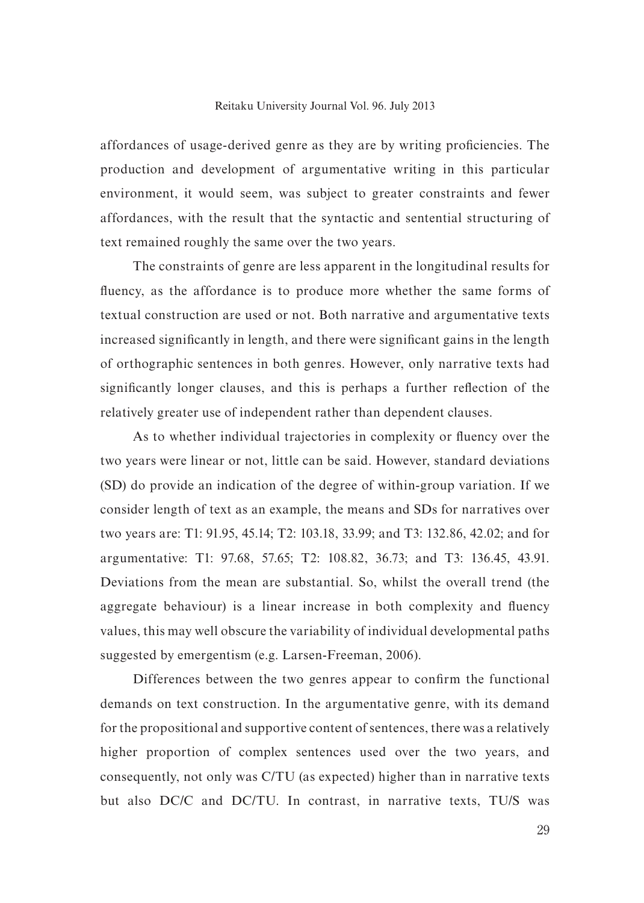affordances of usage-derived genre as they are by writing proficiencies. The production and development of argumentative writing in this particular environment, it would seem, was subject to greater constraints and fewer affordances, with the result that the syntactic and sentential structuring of text remained roughly the same over the two years.

The constraints of genre are less apparent in the longitudinal results for fluency, as the affordance is to produce more whether the same forms of textual construction are used or not. Both narrative and argumentative texts increased significantly in length, and there were significant gains in the length of orthographic sentences in both genres. However, only narrative texts had significantly longer clauses, and this is perhaps a further reflection of the relatively greater use of independent rather than dependent clauses.

As to whether individual trajectories in complexity or fluency over the two years were linear or not, little can be said. However, standard deviations (SD) do provide an indication of the degree of within-group variation. If we consider length of text as an example, the means and SDs for narratives over two years are: T1: 91.95, 45.14; T2: 103.18, 33.99; and T3: 132.86, 42.02; and for argumentative: T1: 97.68, 57.65; T2: 108.82, 36.73; and T3: 136.45, 43.91. Deviations from the mean are substantial. So, whilst the overall trend (the aggregate behaviour) is a linear increase in both complexity and fluency values, this may well obscure the variability of individual developmental paths suggested by emergentism (e.g. Larsen-Freeman, 2006).

Differences between the two genres appear to confirm the functional demands on text construction. In the argumentative genre, with its demand for the propositional and supportive content of sentences, there was a relatively higher proportion of complex sentences used over the two years, and consequently, not only was C/TU (as expected) higher than in narrative texts but also DC/C and DC/TU. In contrast, in narrative texts, TU/S was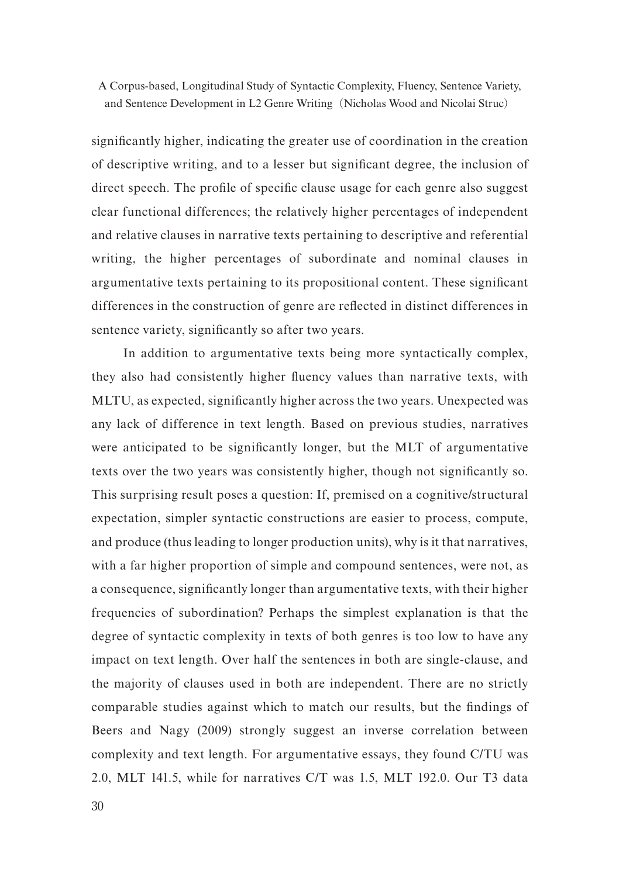significantly higher, indicating the greater use of coordination in the creation of descriptive writing, and to a lesser but significant degree, the inclusion of direct speech. The profile of specific clause usage for each genre also suggest clear functional differences; the relatively higher percentages of independent and relative clauses in narrative texts pertaining to descriptive and referential writing, the higher percentages of subordinate and nominal clauses in argumentative texts pertaining to its propositional content. These significant differences in the construction of genre are reflected in distinct differences in sentence variety, significantly so after two years.

In addition to argumentative texts being more syntactically complex, they also had consistently higher fluency values than narrative texts, with MLTU, as expected, significantly higher across the two years. Unexpected was any lack of difference in text length. Based on previous studies, narratives were anticipated to be significantly longer, but the MLT of argumentative texts over the two years was consistently higher, though not significantly so. This surprising result poses a question: If, premised on a cognitive/structural expectation, simpler syntactic constructions are easier to process, compute, and produce (thus leading to longer production units), why is it that narratives, with a far higher proportion of simple and compound sentences, were not, as a consequence, significantly longer than argumentative texts, with their higher frequencies of subordination? Perhaps the simplest explanation is that the degree of syntactic complexity in texts of both genres is too low to have any impact on text length. Over half the sentences in both are single-clause, and the majority of clauses used in both are independent. There are no strictly comparable studies against which to match our results, but the findings of Beers and Nagy (2009) strongly suggest an inverse correlation between complexity and text length. For argumentative essays, they found C/TU was 2.0, MLT 141.5, while for narratives C/T was 1.5, MLT 192.0. Our T3 data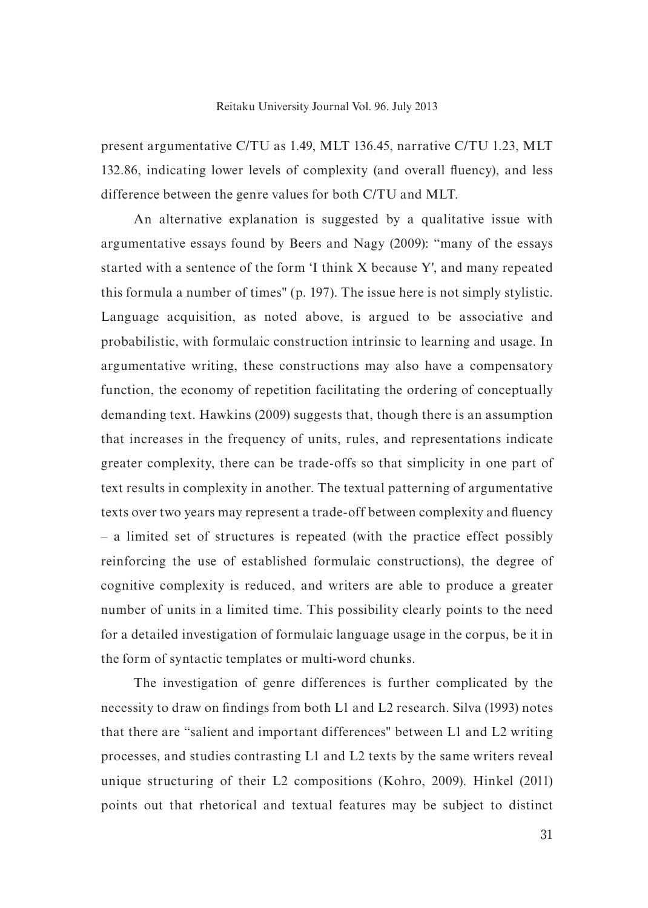present argumentative C/TU as 1.49, MLT 136.45, narrative C/TU 1.23, MLT 132.86, indicating lower levels of complexity (and overall fluency), and less difference between the genre values for both C/TU and MLT.

An alternative explanation is suggested by a qualitative issue with argumentative essays found by Beers and Nagy (2009): "many of the essays started with a sentence of the form 'I think X because Y', and many repeated this formula a number of times" (p. 197). The issue here is not simply stylistic. Language acquisition, as noted above, is argued to be associative and probabilistic, with formulaic construction intrinsic to learning and usage. In argumentative writing, these constructions may also have a compensatory function, the economy of repetition facilitating the ordering of conceptually demanding text. Hawkins (2009) suggests that, though there is an assumption that increases in the frequency of units, rules, and representations indicate greater complexity, there can be trade-offs so that simplicity in one part of text results in complexity in another. The textual patterning of argumentative texts over two years may represent a trade-off between complexity and fluency – a limited set of structures is repeated (with the practice effect possibly reinforcing the use of established formulaic constructions), the degree of cognitive complexity is reduced, and writers are able to produce a greater number of units in a limited time. This possibility clearly points to the need for a detailed investigation of formulaic language usage in the corpus, be it in the form of syntactic templates or multi-word chunks.

The investigation of genre differences is further complicated by the necessity to draw on findings from both L1 and L2 research. Silva (1993) notes that there are "salient and important differences" between L1 and L2 writing processes, and studies contrasting L1 and L2 texts by the same writers reveal unique structuring of their L2 compositions (Kohro, 2009). Hinkel (2011) points out that rhetorical and textual features may be subject to distinct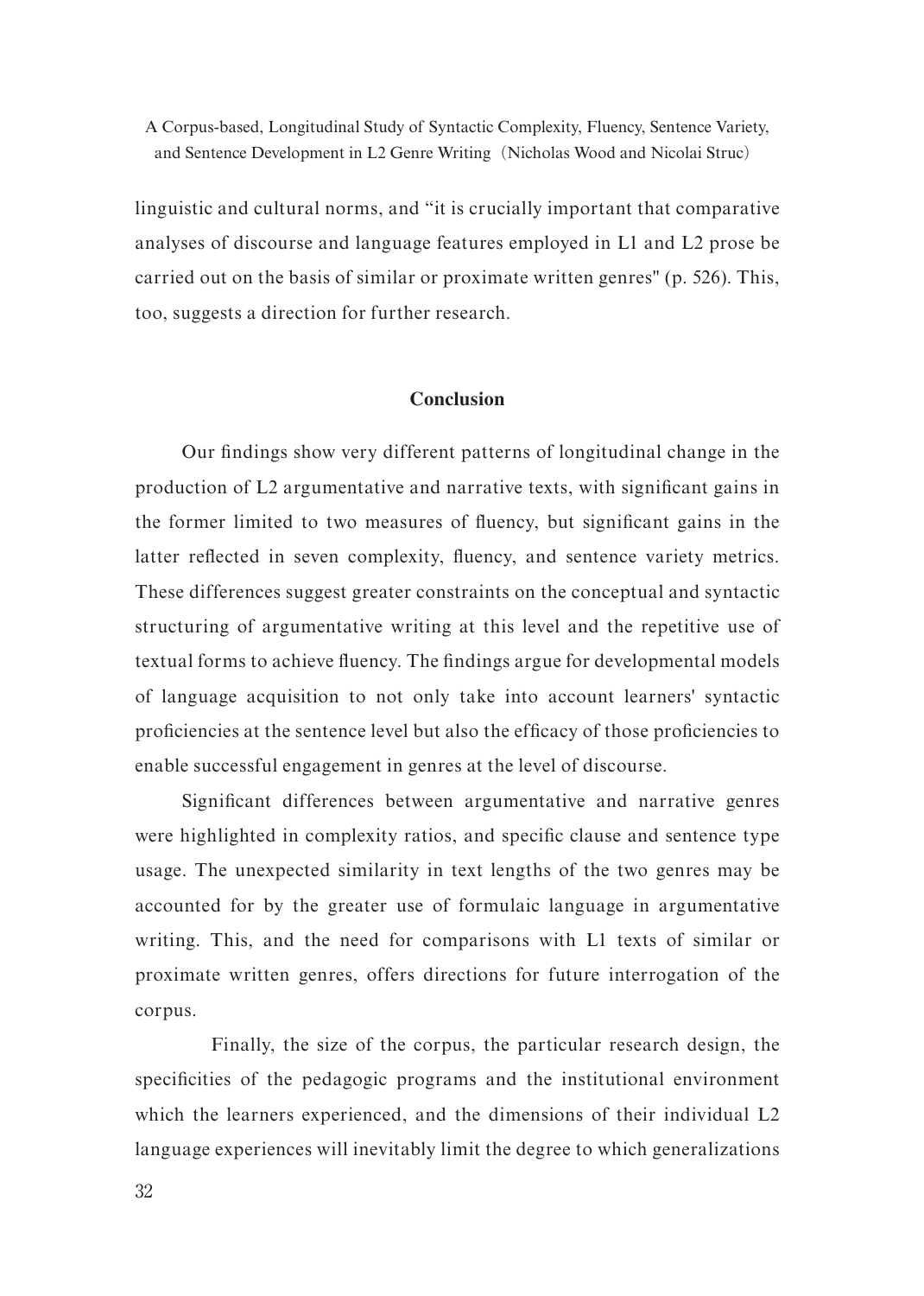linguistic and cultural norms, and “it is crucially important that comparative analyses of discourse and language features employed in L1 and L2 prose be carried out on the basis of similar or proximate written genres" (p. 526). This, too, suggests a direction for further research.

## Conclusion

Our findings show very different patterns of longitudinal change in the production of L2 argumentative and narrative texts, with significant gains in the former limited to two measures of fluency, but significant gains in the latter reflected in seven complexity, fluency, and sentence variety metrics. These differences suggest greater constraints on the conceptual and syntactic structuring of argumentative writing at this level and the repetitive use of textual forms to achieve fluency. The findings argue for developmental models of language acquisition to not only take into account learners' syntactic proficiencies at the sentence level but also the efficacy of those proficiencies to enable successful engagement in genres at the level of discourse.

Significant differences between argumentative and narrative genres were highlighted in complexity ratios, and specific clause and sentence type usage. The unexpected similarity in text lengths of the two genres may be accounted for by the greater use of formulaic language in argumentative writing. This, and the need for comparisons with L1 texts of similar or proximate written genres, offers directions for future interrogation of the corpus.

Finally, the size of the corpus, the particular research design, the specificities of the pedagogic programs and the institutional environment which the learners experienced, and the dimensions of their individual L2 language experiences will inevitably limit the degree to which generalizations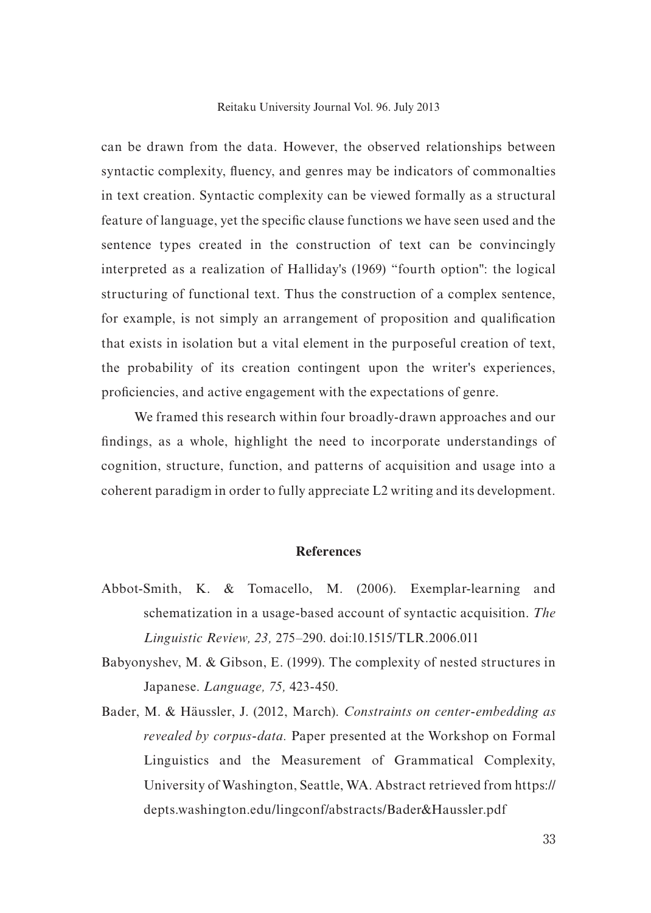can be drawn from the data. However, the observed relationships between syntactic complexity, fluency, and genres may be indicators of commonalties in text creation. Syntactic complexity can be viewed formally as a structural feature of language, yet the specific clause functions we have seen used and the sentence types created in the construction of text can be convincingly interpreted as a realization of Halliday's (1969) "fourth option": the logical structuring of functional text. Thus the construction of a complex sentence, for example, is not simply an arrangement of proposition and qualification that exists in isolation but a vital element in the purposeful creation of text, the probability of its creation contingent upon the writer's experiences, proficiencies, and active engagement with the expectations of genre.

We framed this research within four broadly-drawn approaches and our findings, as a whole, highlight the need to incorporate understandings of cognition, structure, function, and patterns of acquisition and usage into a coherent paradigm in order to fully appreciate L2 writing and its development.

## References

Abbot-Smith, K. & Tomacello, M. (2006). Exemplar-learning and schematization in a usage-based account of syntactic acquisition. *The Linguistic Review, 23,* 275–290. doi:10.1515/TLR.2006.011

Babyonyshev, M. & Gibson, E. (1999). The complexity of nested structures in Japanese. *Language, 75,* 423-450.

Bader, M. & Häussler, J. (2012, March). *Constraints on center-embedding as revealed by corpus-data.* Paper presented at the Workshop on Formal Linguistics and the Measurement of Grammatical Complexity, University of Washington, Seattle, WA. Abstract retrieved from https://depts.washington.edu/lingconf/abstracts/Bader&Haussler.pdf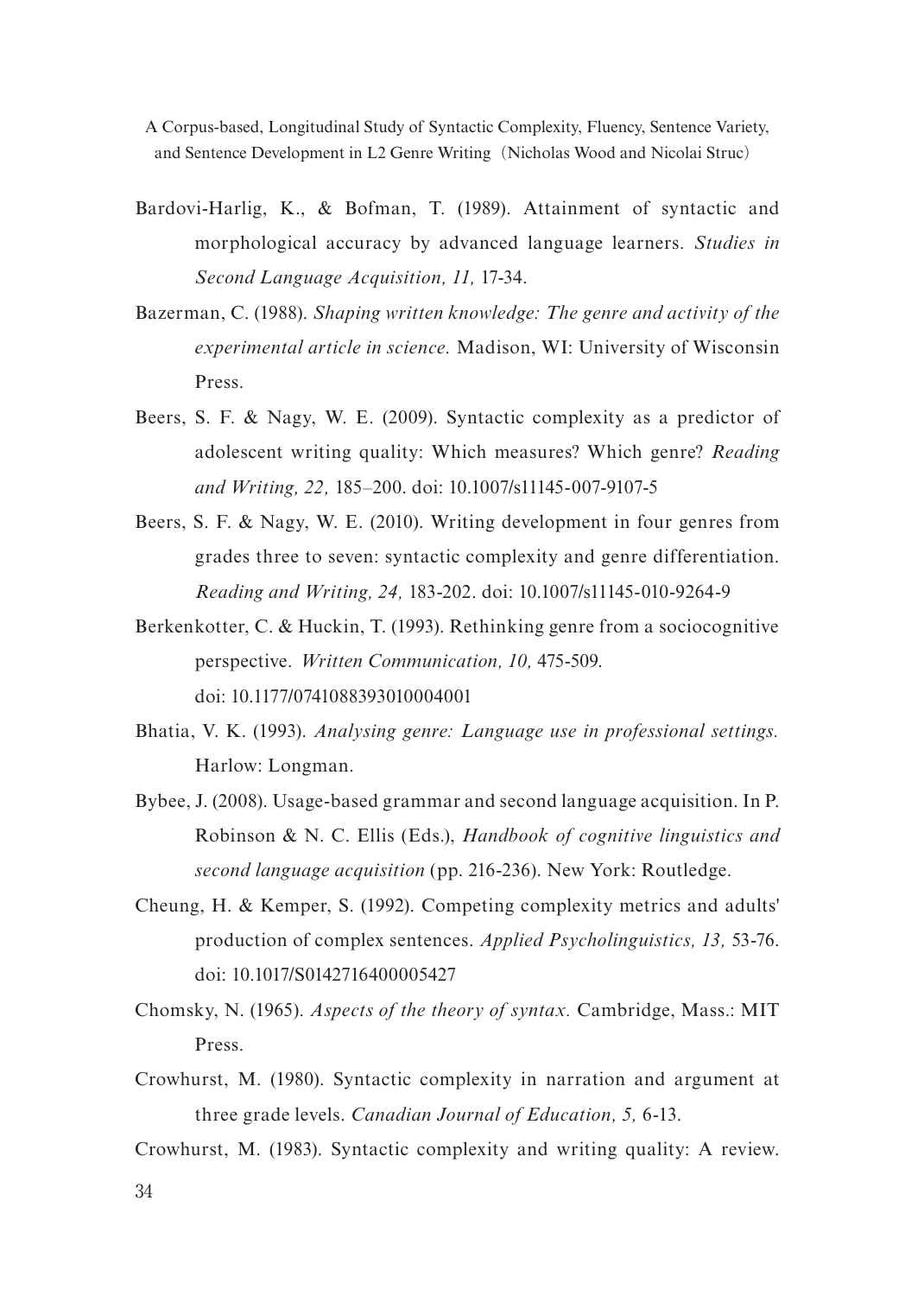Bardovi-Harlig, K., & Bofman, T. (1989). Attainment of syntactic and morphological accuracy by advanced language learners. *Studies in Second Language Acquisition, 11,* 17-34.

Bazerman, C. (1988). *Shaping written knowledge: The genre and activity of the experimental article in science.* Madison, WI: University of Wisconsin Press.

Beers, S. F. & Nagy, W. E. (2009). Syntactic complexity as a predictor of adolescent writing quality: Which measures? Which genre? *Reading and Writing, 22,* 185–200. doi: 10.1007/s11145-007-9107-5

Beers, S. F. & Nagy, W. E. (2010). Writing development in four genres from grades three to seven: syntactic complexity and genre differentiation. *Reading and Writing, 24,* 183-202. doi: 10.1007/s11145-010-9264-9

Berkenkotter, C. & Huckin, T. (1993). Rethinking genre from a sociocognitive perspective. *Written Communication, 10,* 475-509. doi: 10.1177/0741088393010004001

Bhatia, V. K. (1993). *Analysing genre: Language use in professional settings.* Harlow: Longman.

Bybee, J. (2008). Usage-based grammar and second language acquisition. In P. Robinson & N. C. Ellis (Eds.), *Handbook of cognitive linguistics and second language acquisition* (pp. 216-236). New York: Routledge.

Cheung, H. & Kemper, S. (1992). Competing complexity metrics and adults' production of complex sentences. *Applied Psycholinguistics, 13,* 53-76. doi: 10.1017/S0142716400005427

Chomsky, N. (1965). *Aspects of the theory of syntax.* Cambridge, Mass.: MIT Press.

Crowhurst, M. (1980). Syntactic complexity in narration and argument at three grade levels. *Canadian Journal of Education, 5,* 6-13.

Crowhurst, M. (1983). Syntactic complexity and writing quality: A review.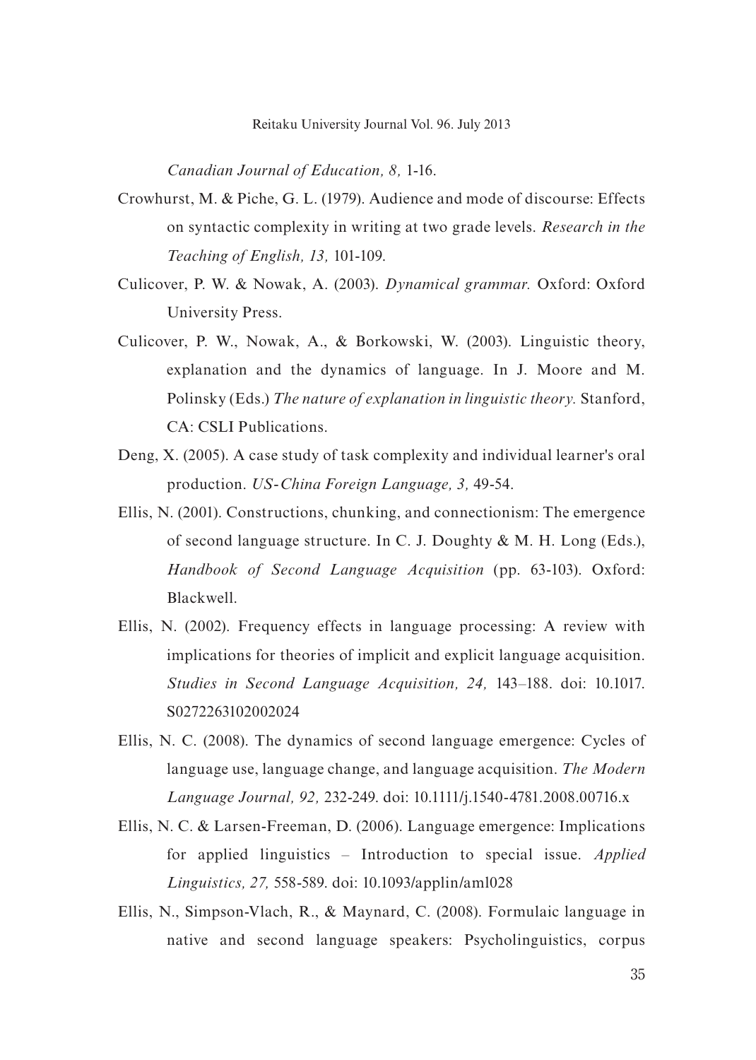*Canadian Journal of Education, 8,* 1-16.

Crowhurst, M. & Piche, G. L. (1979). Audience and mode of discourse: Effects on syntactic complexity in writing at two grade levels. *Research in the Teaching of English, 13,* 101-109.

Culicover, P. W. & Nowak, A. (2003). *Dynamical grammar.* Oxford: Oxford University Press.

Culicover, P. W., Nowak, A., & Borkowski, W. (2003). Linguistic theory, explanation and the dynamics of language. In J. Moore and M. Polinsky (Eds.) *The nature of explanation in linguistic theory.* Stanford, CA: CSLI Publications.

Deng, X. (2005). A case study of task complexity and individual learner's oral production. *US-China Foreign Language, 3,* 49-54.

Ellis, N. (2001). Constructions, chunking, and connectionism: The emergence of second language structure. In C. J. Doughty & M. H. Long (Eds.), *Handbook of Second Language Acquisition* (pp. 63-103). Oxford: Blackwell.

Ellis, N. (2002). Frequency effects in language processing: A review with implications for theories of implicit and explicit language acquisition. *Studies in Second Language Acquisition, 24,* 143–188. doi: 10.1017. S0272263102002024

Ellis, N. C. (2008). The dynamics of second language emergence: Cycles of language use, language change, and language acquisition. *The Modern Language Journal, 92,* 232-249. doi: 10.1111/j.1540-4781.2008.00716.x

Ellis, N. C. & Larsen-Freeman, D. (2006). Language emergence: Implications for applied linguistics – Introduction to special issue. *Applied Linguistics, 27,* 558-589. doi: 10.1093/applin/aml028

Ellis, N., Simpson-Vlach, R., & Maynard, C. (2008). Formulaic language in native and second language speakers: Psycholinguistics, corpus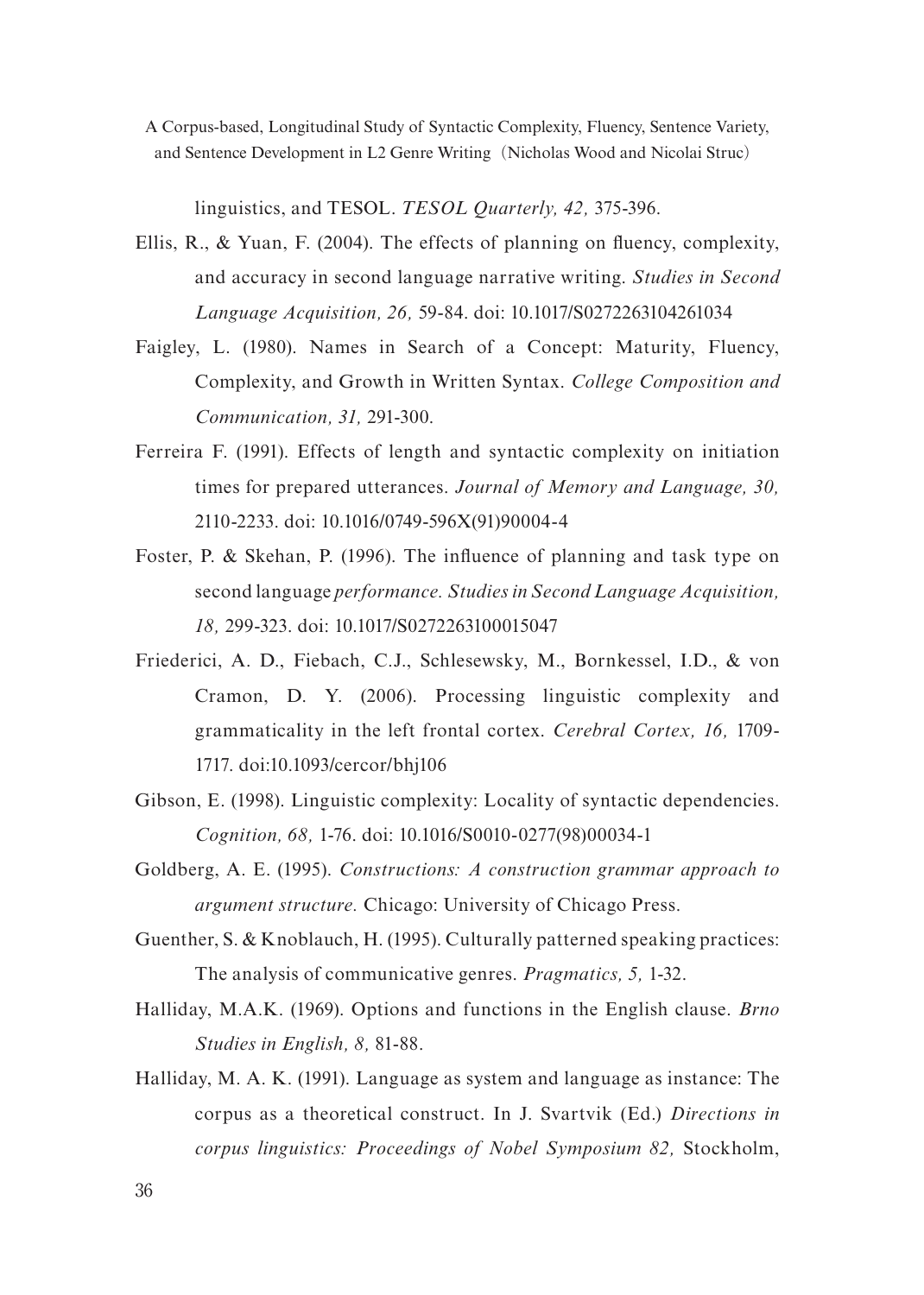linguistics, and TESOL. *TESOL Quarterly, 42,* 375-396.

Ellis, R., & Yuan, F. (2004). The effects of planning on fluency, complexity, and accuracy in second language narrative writing. *Studies in Second Language Acquisition, 26,* 59-84. doi: 10.1017/S0272263104261034

Faigley, L. (1980). Names in Search of a Concept: Maturity, Fluency, Complexity, and Growth in Written Syntax. *College Composition and Communication, 31,* 291-300.

Ferreira F. (1991). Effects of length and syntactic complexity on initiation times for prepared utterances. *Journal of Memory and Language, 30,* 2110-2233. doi: 10.1016/0749-596X(91)90004-4

Foster, P. & Skehan, P. (1996). The influence of planning and task type on second language *performance. Studies in Second Language Acquisition, 18,* 299-323. doi: 10.1017/S0272263100015047

Friederici, A. D., Fiebach, C.J., Schlesewsky, M., Bornkessel, I.D., & von Cramon, D. Y. (2006). Processing linguistic complexity and grammaticality in the left frontal cortex. *Cerebral Cortex, 16,* 1709-1717. doi:10.1093/cercor/bhj106

Gibson, E. (1998). Linguistic complexity: Locality of syntactic dependencies. *Cognition, 68,* 1-76. doi: 10.1016/S0010-0277(98)00034-1

Goldberg, A. E. (1995). *Constructions: A construction grammar approach to argument structure.* Chicago: University of Chicago Press.

Guenther, S. & Knoblauch, H. (1995). Culturally patterned speaking practices: The analysis of communicative genres. *Pragmatics, 5,* 1-32.

Halliday, M.A.K. (1969). Options and functions in the English clause. *Brno Studies in English, 8,* 81-88.

Halliday, M. A. K. (1991). Language as system and language as instance: The corpus as a theoretical construct. In J. Svartvik (Ed.) *Directions in corpus linguistics: Proceedings of Nobel Symposium 82,* Stockholm,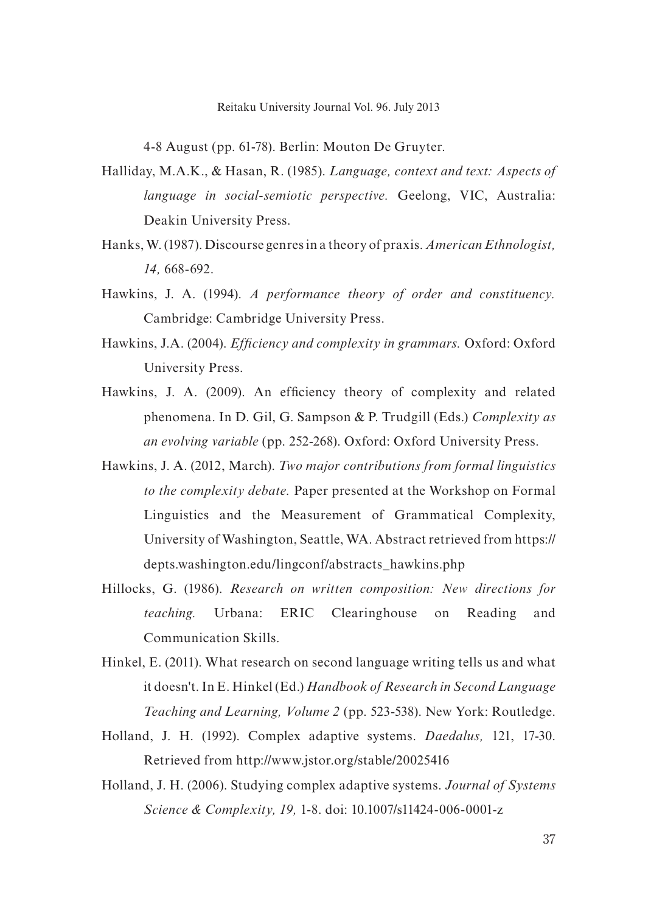4-8 August (pp. 61-78). Berlin: Mouton De Gruyter.

Halliday, M.A.K., & Hasan, R. (1985). *Language, context and text: Aspects of language in social-semiotic perspective.* Geelong, VIC, Australia: Deakin University Press.

Hanks, W. (1987). Discourse genres in a theory of praxis. *American Ethnologist, 14,* 668-692.

Hawkins, J. A. (1994). *A performance theory of order and constituency.* Cambridge: Cambridge University Press.

Hawkins, J.A. (2004). *Efficiency and complexity in grammars.* Oxford: Oxford University Press.

Hawkins, J. A. (2009). An efficiency theory of complexity and related phenomena. In D. Gil, G. Sampson & P. Trudgill (Eds.) *Complexity as an evolving variable* (pp. 252-268). Oxford: Oxford University Press.

Hawkins, J. A. (2012, March). *Two major contributions from formal linguistics to the complexity debate.* Paper presented at the Workshop on Formal Linguistics and the Measurement of Grammatical Complexity, University of Washington, Seattle, WA. Abstract retrieved from https://depts.washington.edu/lingconf/abstracts_hawkins.php

Hillocks, G. (1986). *Research on written composition: New directions for teaching.* Urbana: ERIC Clearinghouse on Reading and Communication Skills.

Hinkel, E. (2011). What research on second language writing tells us and what it doesn't. In E. Hinkel (Ed.) *Handbook of Research in Second Language Teaching and Learning, Volume 2* (pp. 523-538). New York: Routledge.

Holland, J. H. (1992). Complex adaptive systems. *Daedalus,* 121, 17-30. Retrieved from http://www.jstor.org/stable/20025416

Holland, J. H. (2006). Studying complex adaptive systems. *Journal of Systems Science & Complexity, 19,* 1-8. doi: 10.1007/s11424-006-0001-z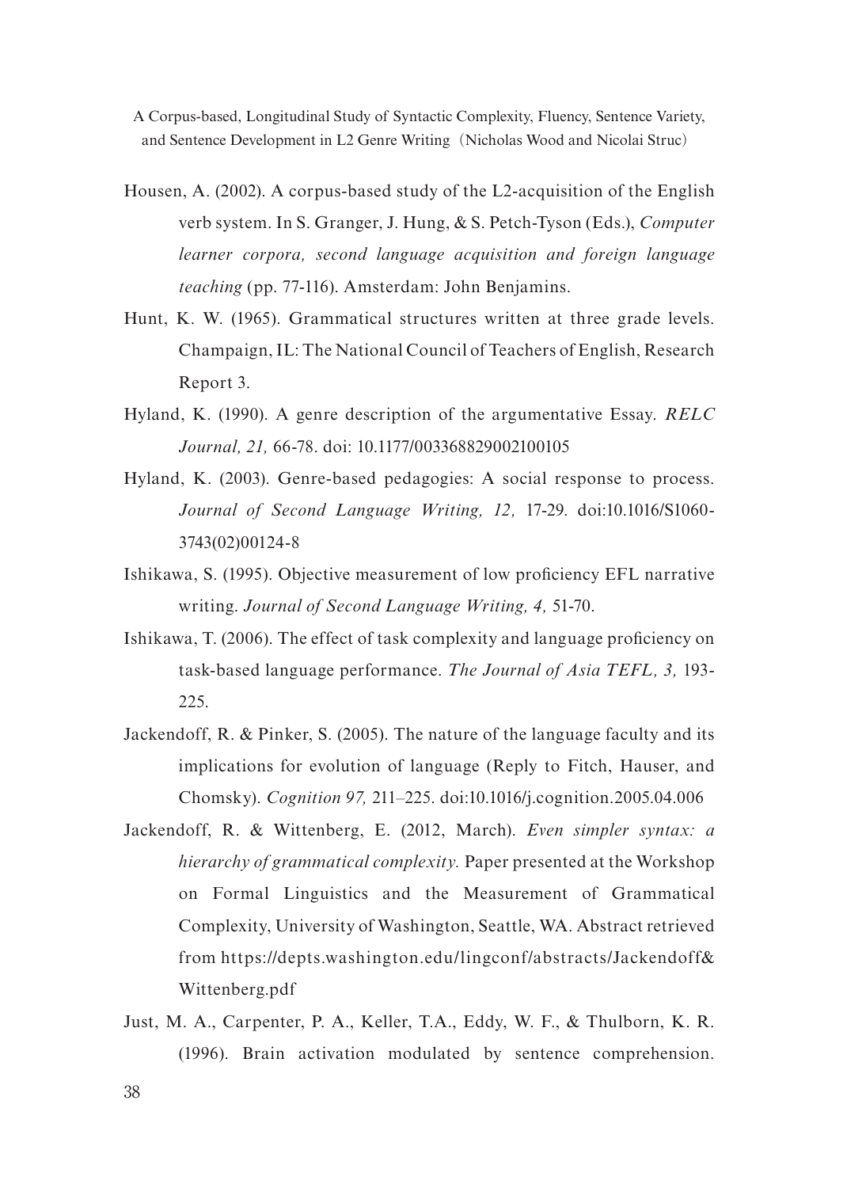Housen, A. (2002). A corpus-based study of the L2-acquisition of the English verb system. In S. Granger, J. Hung, & S. Petch-Tyson (Eds.), *Computer learner corpora, second language acquisition and foreign language teaching* (pp. 77-116). Amsterdam: John Benjamins.

Hunt, K. W. (1965). Grammatical structures written at three grade levels. Champaign, IL: The National Council of Teachers of English, Research Report 3.

Hyland, K. (1990). A genre description of the argumentative Essay. *RELC Journal, 21,* 66-78. doi: 10.1177/003368829002100105

Hyland, K. (2003). Genre-based pedagogies: A social response to process. *Journal of Second Language Writing, 12,* 17-29. doi:10.1016/S1060-3743(02)00124-8

Ishikawa, S. (1995). Objective measurement of low proficiency EFL narrative writing. *Journal of Second Language Writing, 4,* 51-70.

Ishikawa, T. (2006). The effect of task complexity and language proficiency on task-based language performance. *The Journal of Asia TEFL, 3,* 193-225.

Jackendoff, R. & Pinker, S. (2005). The nature of the language faculty and its implications for evolution of language (Reply to Fitch, Hauser, and Chomsky). *Cognition 97,* 211–225. doi:10.1016/j.cognition.2005.04.006

Jackendoff, R. & Wittenberg, E. (2012, March). *Even simpler syntax: a hierarchy of grammatical complexity.* Paper presented at the Workshop on Formal Linguistics and the Measurement of Grammatical Complexity, University of Washington, Seattle, WA. Abstract retrieved from https://depts.washington.edu/lingconf/abstracts/Jackendoff&Wittenberg.pdf

Just, M. A., Carpenter, P. A., Keller, T.A., Eddy, W. F., & Thulborn, K. R. (1996). Brain activation modulated by sentence comprehension.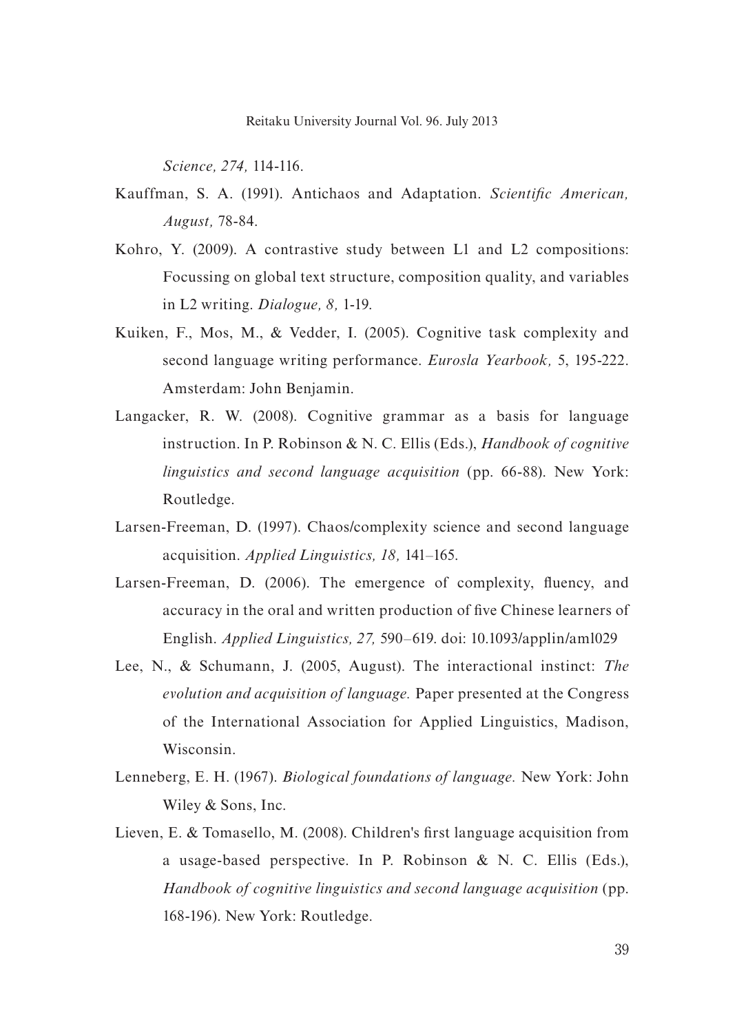*Science, 274,* 114-116.

Kauffman, S. A. (1991). Antichaos and Adaptation. *Scientific American, August,* 78-84.

Kohro, Y. (2009). A contrastive study between L1 and L2 compositions: Focussing on global text structure, composition quality, and variables in L2 writing. *Dialogue, 8,* 1-19.

Kuiken, F., Mos, M., & Vedder, I. (2005). Cognitive task complexity and second language writing performance. *Eurosla Yearbook,* 5, 195-222. Amsterdam: John Benjamin.

Langacker, R. W. (2008). Cognitive grammar as a basis for language instruction. In P. Robinson & N. C. Ellis (Eds.), *Handbook of cognitive linguistics and second language acquisition* (pp. 66-88). New York: Routledge.

Larsen-Freeman, D. (1997). Chaos/complexity science and second language acquisition. *Applied Linguistics, 18,* 141–165.

Larsen-Freeman, D. (2006). The emergence of complexity, fluency, and accuracy in the oral and written production of five Chinese learners of English. *Applied Linguistics, 27,* 590–619. doi: 10.1093/applin/aml029

Lee, N., & Schumann, J. (2005, August). The interactional instinct: *The evolution and acquisition of language.* Paper presented at the Congress of the International Association for Applied Linguistics, Madison, Wisconsin.

Lenneberg, E. H. (1967). *Biological foundations of language.* New York: John Wiley & Sons, Inc.

Lieven, E. & Tomasello, M. (2008). Children's first language acquisition from a usage-based perspective. In P. Robinson & N. C. Ellis (Eds.), *Handbook of cognitive linguistics and second language acquisition* (pp. 168-196). New York: Routledge.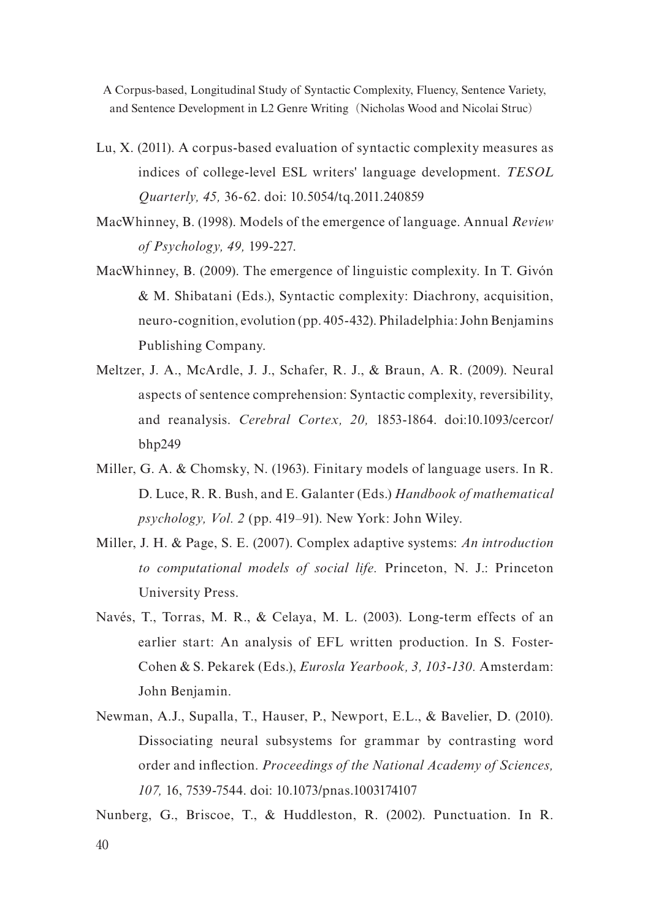Lu, X. (2011). A corpus-based evaluation of syntactic complexity measures as indices of college-level ESL writers' language development. *TESOL Quarterly, 45,* 36-62. doi: 10.5054/tq.2011.240859

MacWhinney, B. (1998). Models of the emergence of language. Annual *Review of Psychology, 49,* 199-227.

MacWhinney, B. (2009). The emergence of linguistic complexity. In T. Givón & M. Shibatani (Eds.), Syntactic complexity: Diachrony, acquisition, neuro-cognition, evolution (pp. 405-432). Philadelphia: John Benjamins Publishing Company.

Meltzer, J. A., McArdle, J. J., Schafer, R. J., & Braun, A. R. (2009). Neural aspects of sentence comprehension: Syntactic complexity, reversibility, and reanalysis. *Cerebral Cortex, 20,* 1853-1864. doi:10.1093/cercor/bhp249

Miller, G. A. & Chomsky, N. (1963). Finitary models of language users. In R. D. Luce, R. R. Bush, and E. Galanter (Eds.) *Handbook of mathematical psychology, Vol. 2* (pp. 419–91). New York: John Wiley.

Miller, J. H. & Page, S. E. (2007). Complex adaptive systems: *An introduction to computational models of social life.* Princeton, N. J.: Princeton University Press.

Navés, T., Torras, M. R., & Celaya, M. L. (2003). Long-term effects of an earlier start: An analysis of EFL written production. In S. Foster-Cohen & S. Pekarek (Eds.), *Eurosla Yearbook, 3, 103-130.* Amsterdam: John Benjamin.

Newman, A.J., Supalla, T., Hauser, P., Newport, E.L., & Bavelier, D. (2010). Dissociating neural subsystems for grammar by contrasting word order and inflection. *Proceedings of the National Academy of Sciences, 107,* 16, 7539-7544. doi: 10.1073/pnas.1003174107

Nunberg, G., Briscoe, T., & Huddleston, R. (2002). Punctuation. In R.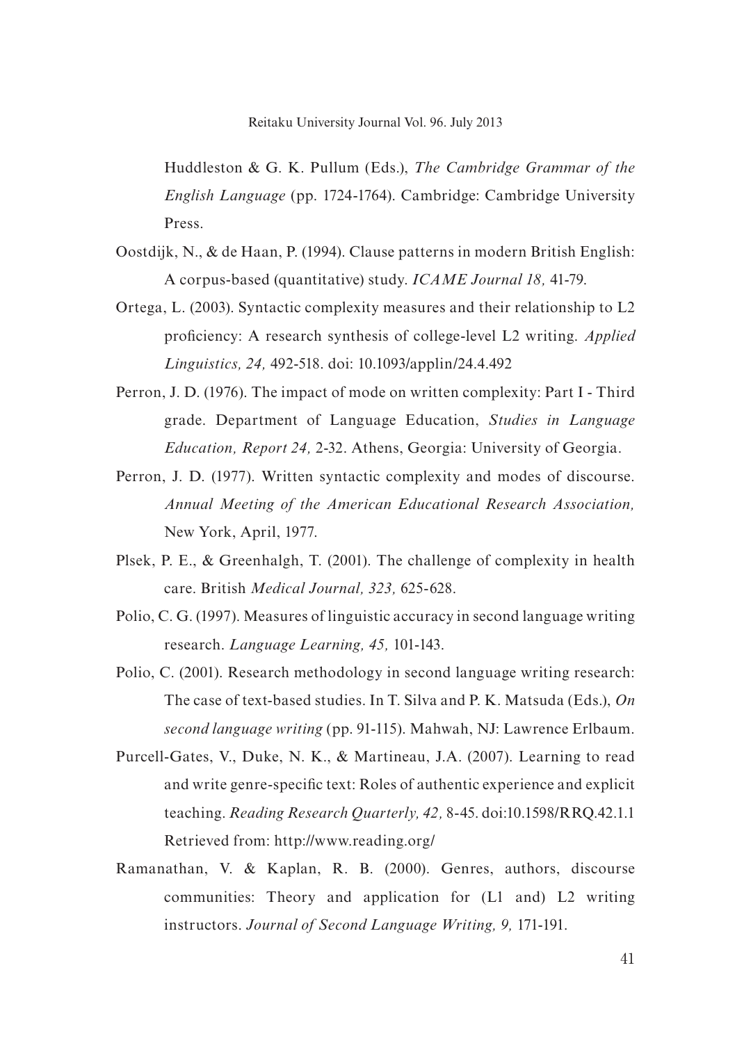Huddleston & G. K. Pullum (Eds.), *The Cambridge Grammar of the English Language* (pp. 1724-1764). Cambridge: Cambridge University Press.

Oostdijk, N., & de Haan, P. (1994). Clause patterns in modern British English: A corpus-based (quantitative) study. *ICAME Journal 18,* 41-79.

Ortega, L. (2003). Syntactic complexity measures and their relationship to L2 proficiency: A research synthesis of college-level L2 writing. *Applied Linguistics, 24,* 492-518. doi: 10.1093/applin/24.4.492

Perron, J. D. (1976). The impact of mode on written complexity: Part I - Third grade. Department of Language Education, *Studies in Language Education, Report 24,* 2-32. Athens, Georgia: University of Georgia.

Perron, J. D. (1977). Written syntactic complexity and modes of discourse. *Annual Meeting of the American Educational Research Association,* New York, April, 1977.

Plsek, P. E., & Greenhalgh, T. (2001). The challenge of complexity in health care. British *Medical Journal, 323,* 625-628.

Polio, C. G. (1997). Measures of linguistic accuracy in second language writing research. *Language Learning, 45,* 101-143.

Polio, C. (2001). Research methodology in second language writing research: The case of text-based studies. In T. Silva and P. K. Matsuda (Eds.), *On second language writing* (pp. 91-115). Mahwah, NJ: Lawrence Erlbaum.

Purcell-Gates, V., Duke, N. K., & Martineau, J.A. (2007). Learning to read and write genre-specific text: Roles of authentic experience and explicit teaching. *Reading Research Quarterly, 42,* 8-45. doi:10.1598/RRQ.42.1.1 Retrieved from: http://www.reading.org/

Ramanathan, V. & Kaplan, R. B. (2000). Genres, authors, discourse communities: Theory and application for (L1 and) L2 writing instructors. *Journal of Second Language Writing, 9,* 171-191.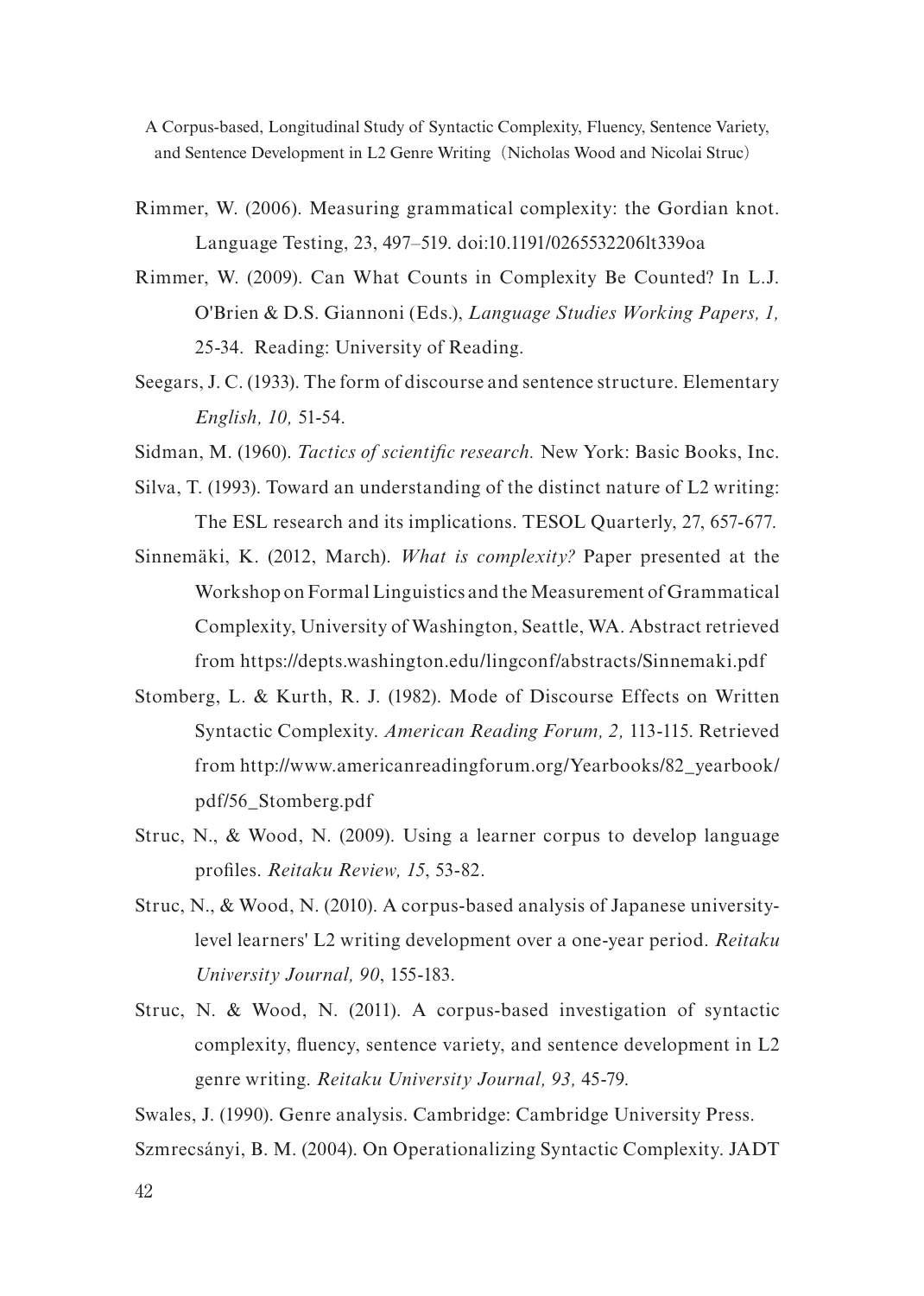Rimmer, W. (2006). Measuring grammatical complexity: the Gordian knot. Language Testing, 23, 497–519. doi:10.1191/0265532206lt339oa

Rimmer, W. (2009). Can What Counts in Complexity Be Counted? In L.J. O'Brien & D.S. Giannoni (Eds.), *Language Studies Working Papers, 1,* 25-34. Reading: University of Reading.

Seegars, J. C. (1933). The form of discourse and sentence structure. Elementary *English, 10,* 51-54.

Sidman, M. (1960). *Tactics of scientific research.* New York: Basic Books, Inc.

Silva, T. (1993). Toward an understanding of the distinct nature of L2 writing: The ESL research and its implications. TESOL Quarterly, 27, 657-677.

Sinnemäki, K. (2012, March). *What is complexity?* Paper presented at the Workshop on Formal Linguistics and the Measurement of Grammatical Complexity, University of Washington, Seattle, WA. Abstract retrieved from https://depts.washington.edu/lingconf/abstracts/Sinnemaki.pdf

Stomberg, L. & Kurth, R. J. (1982). Mode of Discourse Effects on Written Syntactic Complexity. *American Reading Forum, 2,* 113-115. Retrieved from http://www.americanreadingforum.org/Yearbooks/82_yearbook/pdf/56_Stomberg.pdf

Struc, N., & Wood, N. (2009). Using a learner corpus to develop language profiles. *Reitaku Review, 15*, 53-82.

Struc, N., & Wood, N. (2010). A corpus-based analysis of Japanese university-level learners' L2 writing development over a one-year period. *Reitaku University Journal, 90*, 155-183.

Struc, N. & Wood, N. (2011). A corpus-based investigation of syntactic complexity, fluency, sentence variety, and sentence development in L2 genre writing. *Reitaku University Journal, 93,* 45-79.

Swales, J. (1990). Genre analysis. Cambridge: Cambridge University Press.

Szmrecsányi, B. M. (2004). On Operationalizing Syntactic Complexity. JADT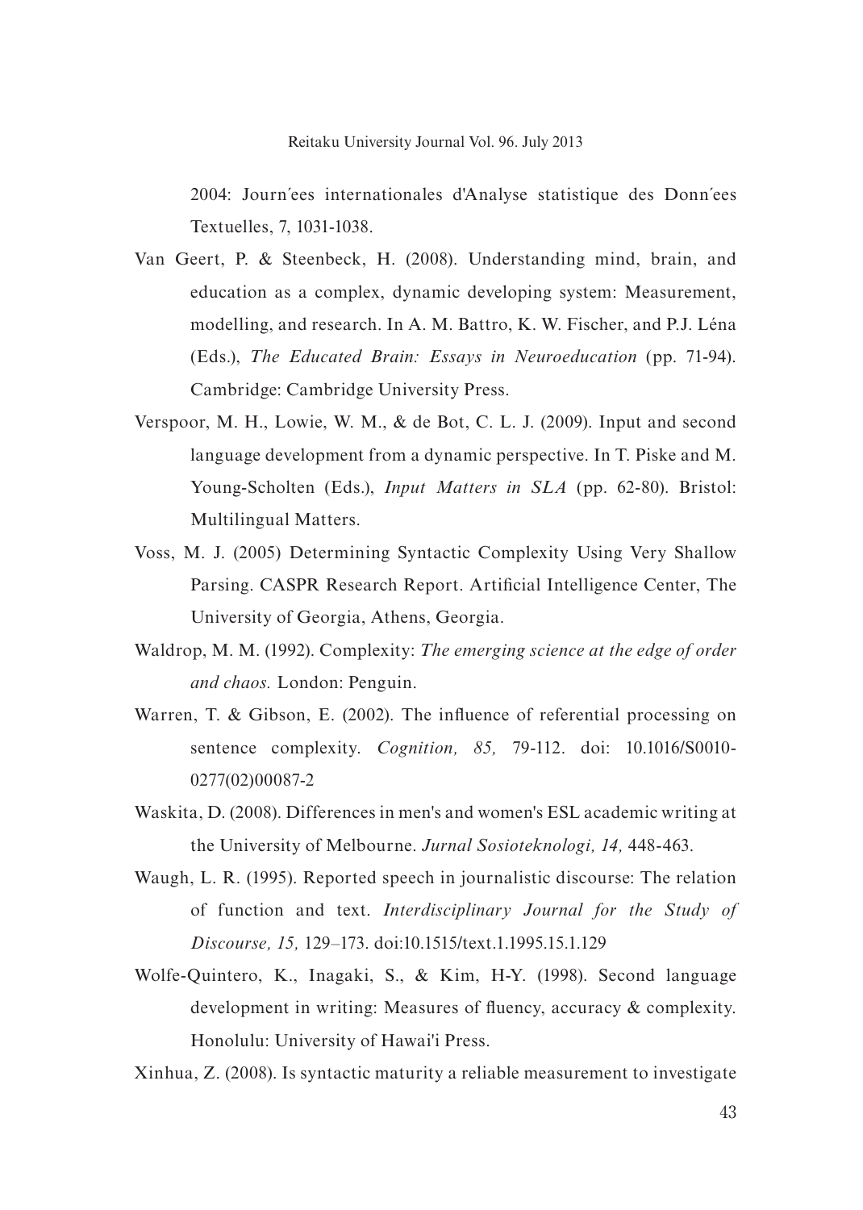2004: Journ´ees internationales d'Analyse statistique des Donn´ees Textuelles, 7, 1031-1038.

Van Geert, P. & Steenbeck, H. (2008). Understanding mind, brain, and education as a complex, dynamic developing system: Measurement, modelling, and research. In A. M. Battro, K. W. Fischer, and P.J. Léna (Eds.), *The Educated Brain: Essays in Neuroeducation* (pp. 71-94). Cambridge: Cambridge University Press.

Verspoor, M. H., Lowie, W. M., & de Bot, C. L. J. (2009). Input and second language development from a dynamic perspective. In T. Piske and M. Young-Scholten (Eds.), *Input Matters in SLA* (pp. 62-80). Bristol: Multilingual Matters.

Voss, M. J. (2005) Determining Syntactic Complexity Using Very Shallow Parsing. CASPR Research Report. Artificial Intelligence Center, The University of Georgia, Athens, Georgia.

Waldrop, M. M. (1992). Complexity: *The emerging science at the edge of order and chaos.* London: Penguin.

Warren, T. & Gibson, E. (2002). The influence of referential processing on sentence complexity. *Cognition, 85,* 79-112. doi: 10.1016/S0010-0277(02)00087-2

Waskita, D. (2008). Differences in men's and women's ESL academic writing at the University of Melbourne. *Jurnal Sosioteknologi, 14,* 448-463.

Waugh, L. R. (1995). Reported speech in journalistic discourse: The relation of function and text. *Interdisciplinary Journal for the Study of Discourse, 15,* 129–173. doi:10.1515/text.1.1995.15.1.129

Wolfe-Quintero, K., Inagaki, S., & Kim, H-Y. (1998). Second language development in writing: Measures of fluency, accuracy & complexity. Honolulu: University of Hawai'i Press.

Xinhua, Z. (2008). Is syntactic maturity a reliable measurement to investigate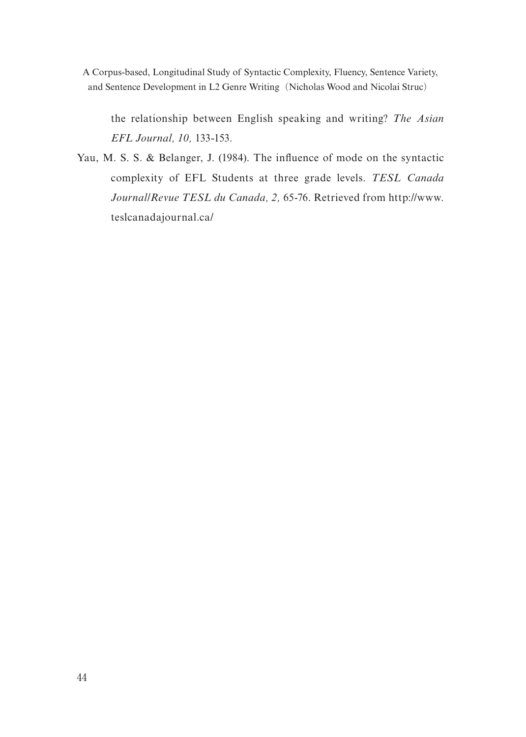the relationship between English speaking and writing? *The Asian EFL Journal, 10,* 133-153.

Yau, M. S. S. & Belanger, J. (1984). The influence of mode on the syntactic complexity of EFL Students at three grade levels. *TESL Canada Journal/Revue TESL du Canada, 2,* 65-76. Retrieved from http://www.teslcanadajournal.ca/